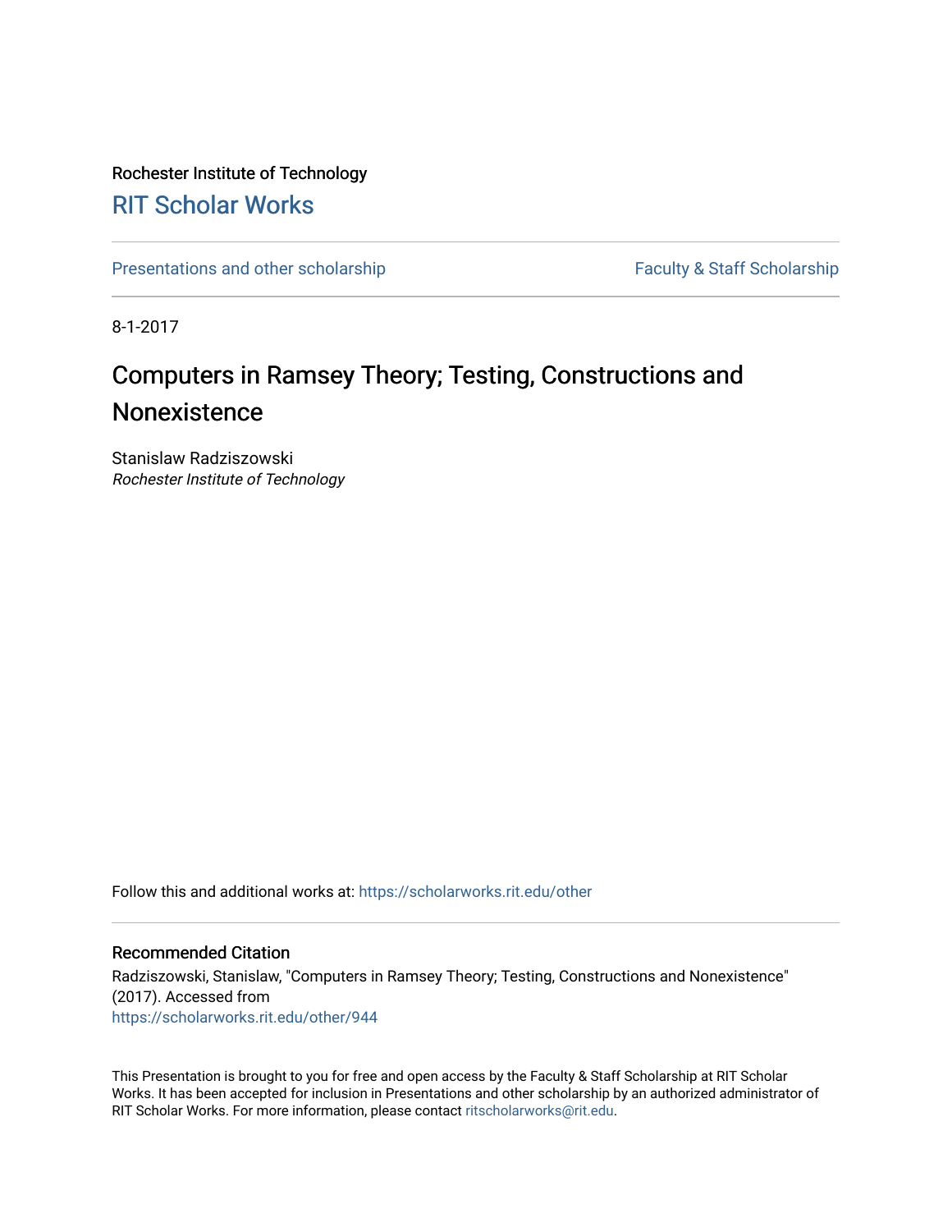Rochester Institute of Technology

# RIT Scholar Works

Presentations and other scholarship | Faculty & Staff Scholarship

8-1-2017

## Computers in Ramsey Theory; Testing, Constructions and Nonexistence

Stanislaw Radziszowski
*Rochester Institute of Technology*

Follow this and additional works at: https://scholarworks.rit.edu/other

### Recommended Citation

Radziszowski, Stanislaw, "Computers in Ramsey Theory; Testing, Constructions and Nonexistence" (2017). Accessed from
https://scholarworks.rit.edu/other/944

This Presentation is brought to you for free and open access by the Faculty & Staff Scholarship at RIT Scholar Works. It has been accepted for inclusion in Presentations and other scholarship by an authorized administrator of RIT Scholar Works. For more information, please contact ritscholarworks@rit.edu.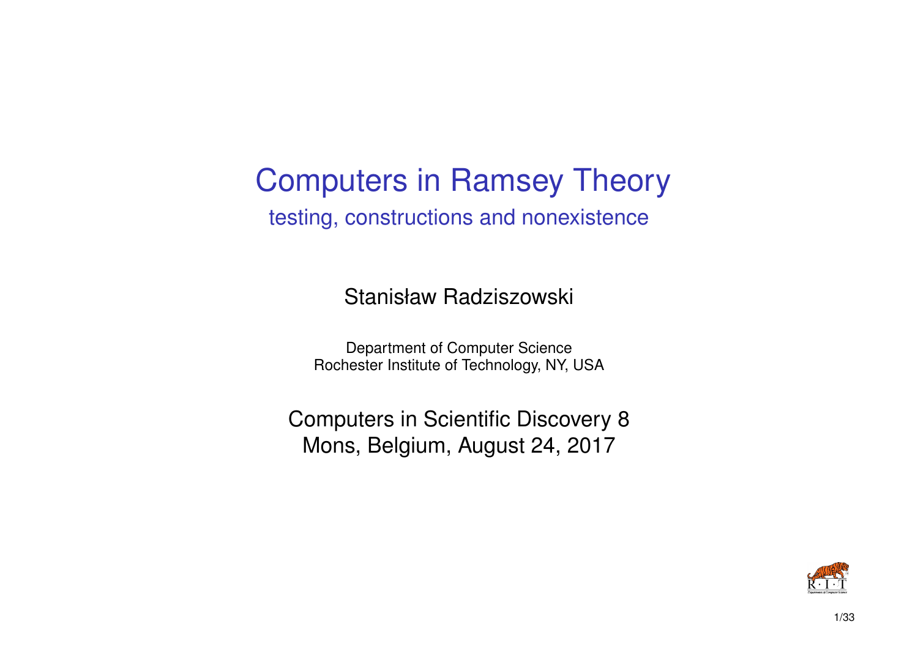# Computers in Ramsey Theory

## testing, constructions and nonexistence

Stanisław Radziszowski

Department of Computer Science
Rochester Institute of Technology, NY, USA

Computers in Scientific Discovery 8
Mons, Belgium, August 24, 2017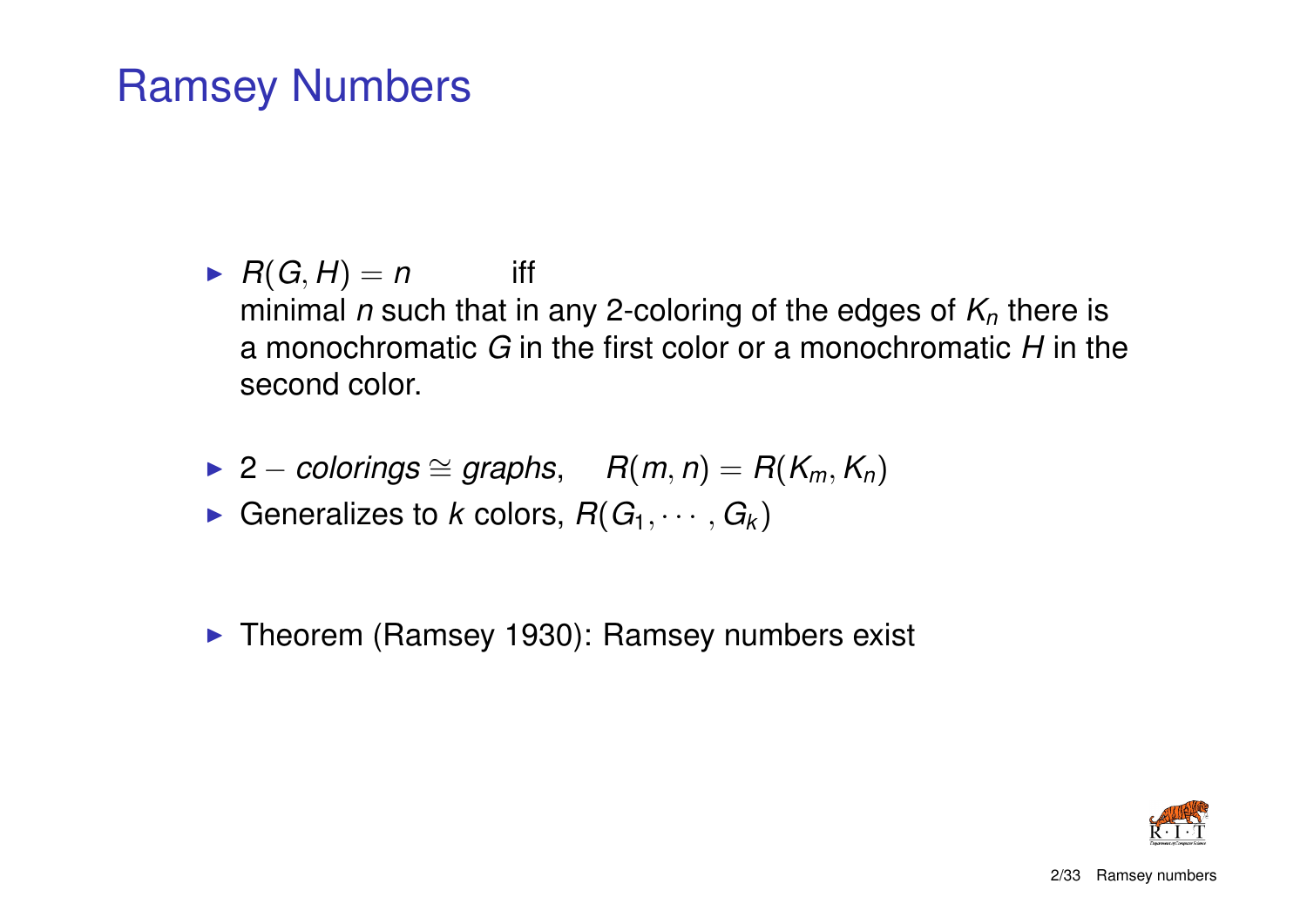# Ramsey Numbers

- $R(G, H) = n$ iff
  minimal $n$ such that in any 2-coloring of the edges of $K_n$ there is a monochromatic $G$ in the first color or a monochromatic $H$ in the second color.

- $2-colorings \cong graphs, \quad R(m, n) = R(K_m, K_n)$
- Generalizes to $k$ colors, $R(G_1, \cdots, G_k)$

- Theorem (Ramsey 1930): Ramsey numbers exist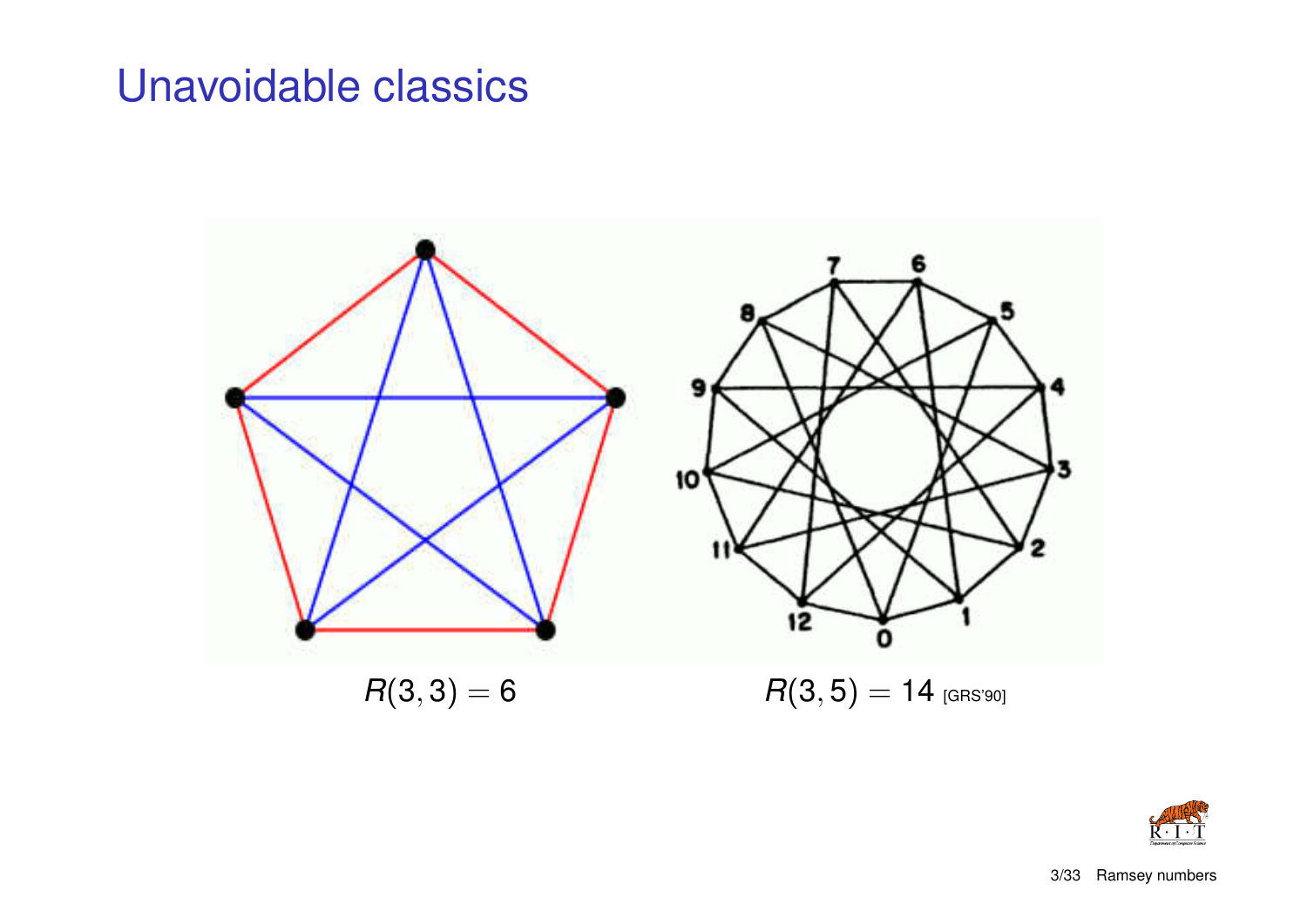# Unavoidable classics

$R(3,3) = 6$

$R(3,5) = 14$ [GRS'90]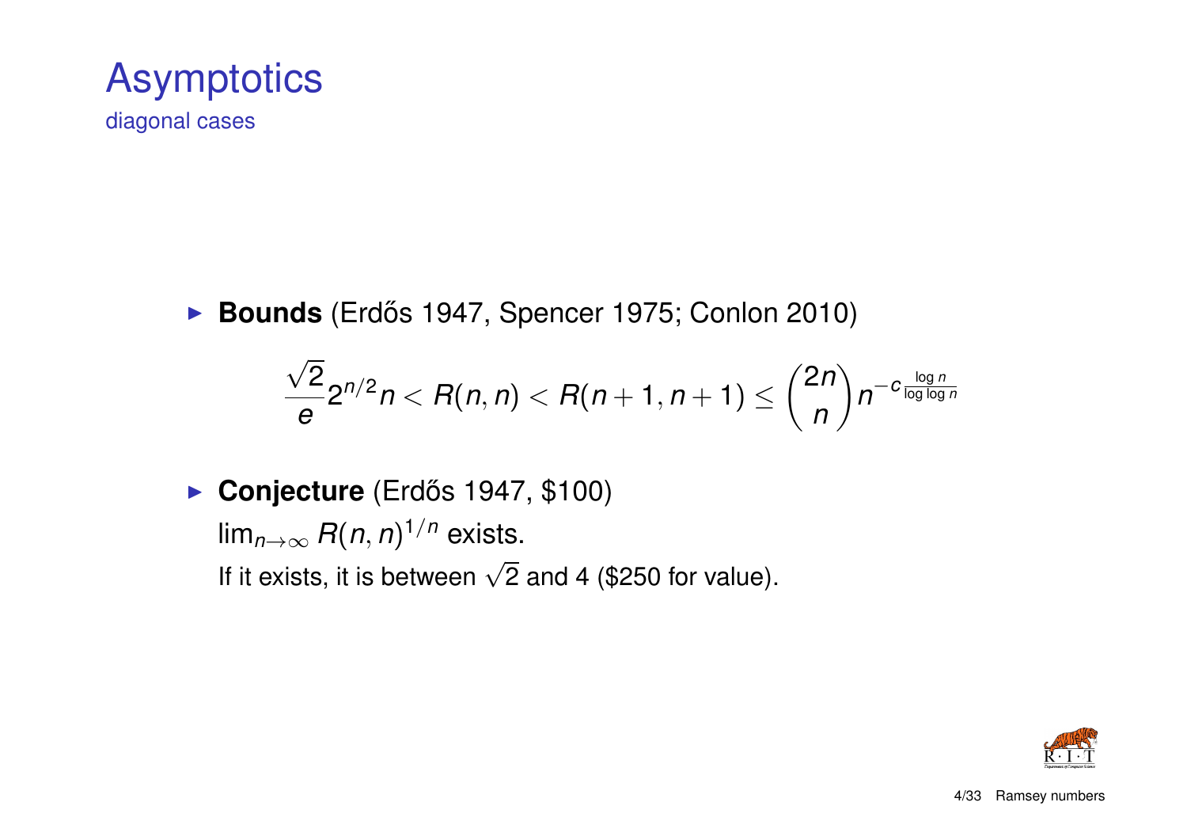# Asymptotics

## diagonal cases

- **Bounds** (Erdős 1947, Spencer 1975; Conlon 2010)

$$\frac{\sqrt{2}}{e} 2^{n/2} n < R(n,n) < R(n+1,n+1) \leq \binom{2n}{n} n^{-c \frac{\log n}{\log \log n}}$$

- **Conjecture** (Erdős 1947, \$100)
  $\lim_{n \to \infty} R(n,n)^{1/n}$ exists.
  If it exists, it is between $\sqrt{2}$ and 4 (\$250 for value).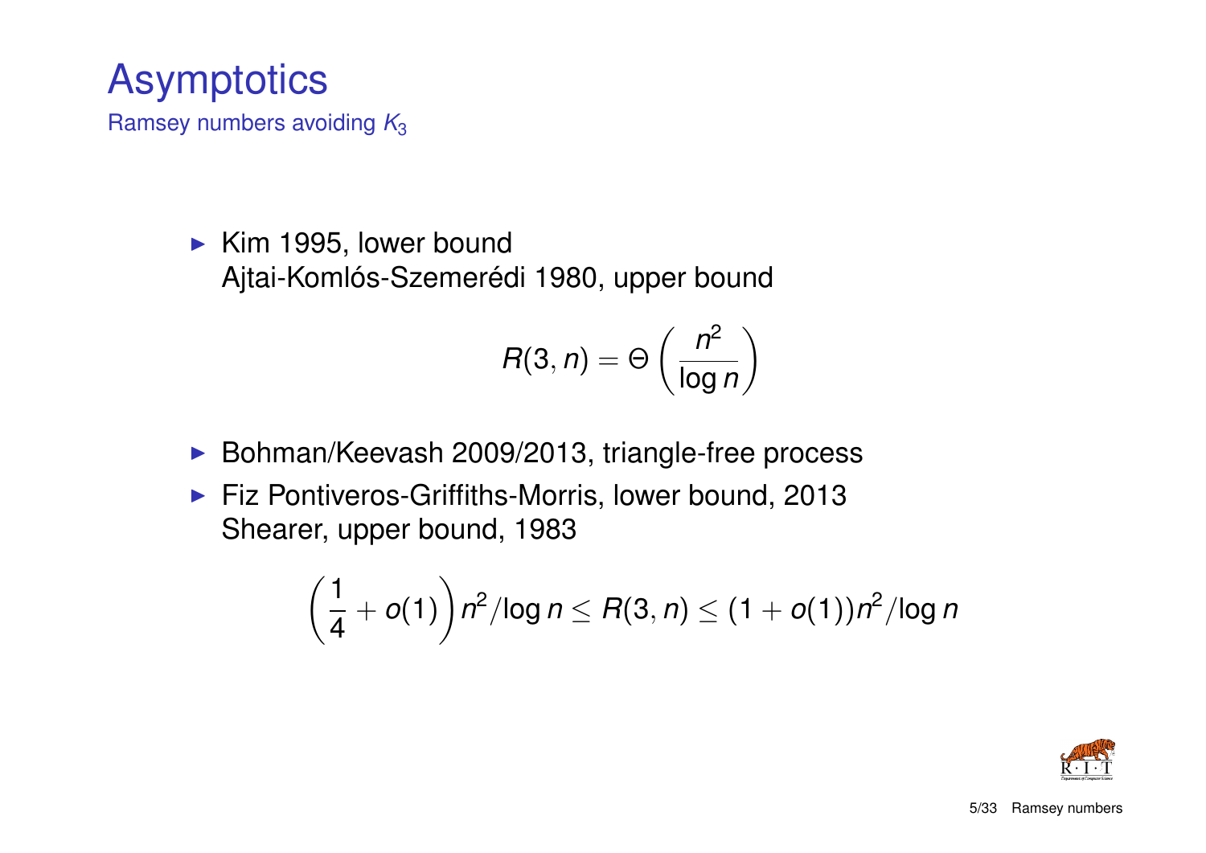# Asymptotics

## Ramsey numbers avoiding $K_3$

- Kim 1995, lower bound
  Ajtai-Komlós-Szemerédi 1980, upper bound

$$R(3, n) = \Theta\left(\frac{n^2}{\log n}\right)$$

- Bohman/Keevash 2009/2013, triangle-free process
- Fiz Pontiveros-Griffiths-Morris, lower bound, 2013
  Shearer, upper bound, 1983

$$\left(\frac{1}{4} + o(1)\right) n^2/\log n \leq R(3, n) \leq (1 + o(1)) n^2/\log n$$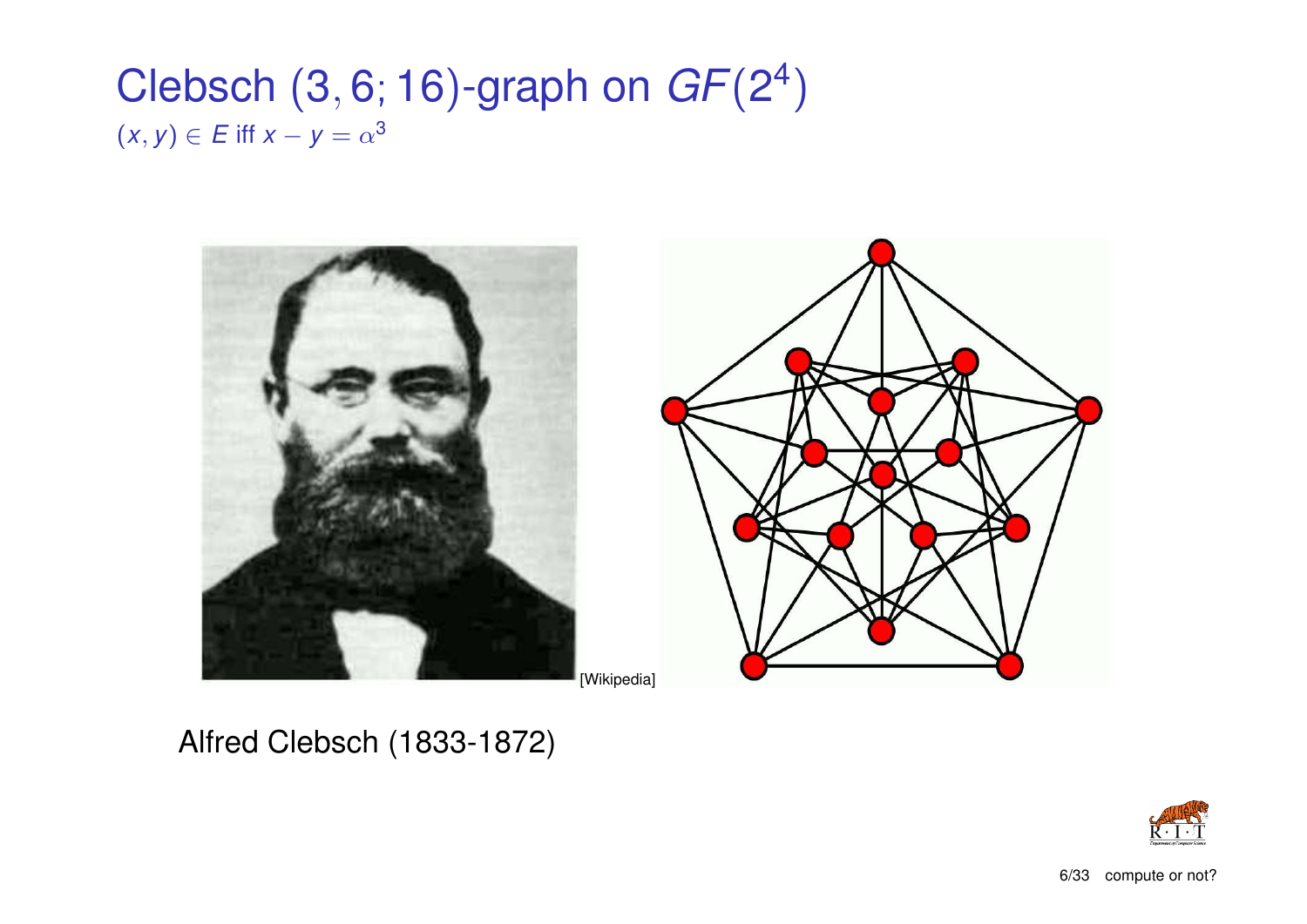# Clebsch $(3, 6; 16)$-graph on $GF(2^4)$

$(x, y) \in E$ iff $x - y = \alpha^3$

[Wikipedia]

Alfred Clebsch (1833-1872)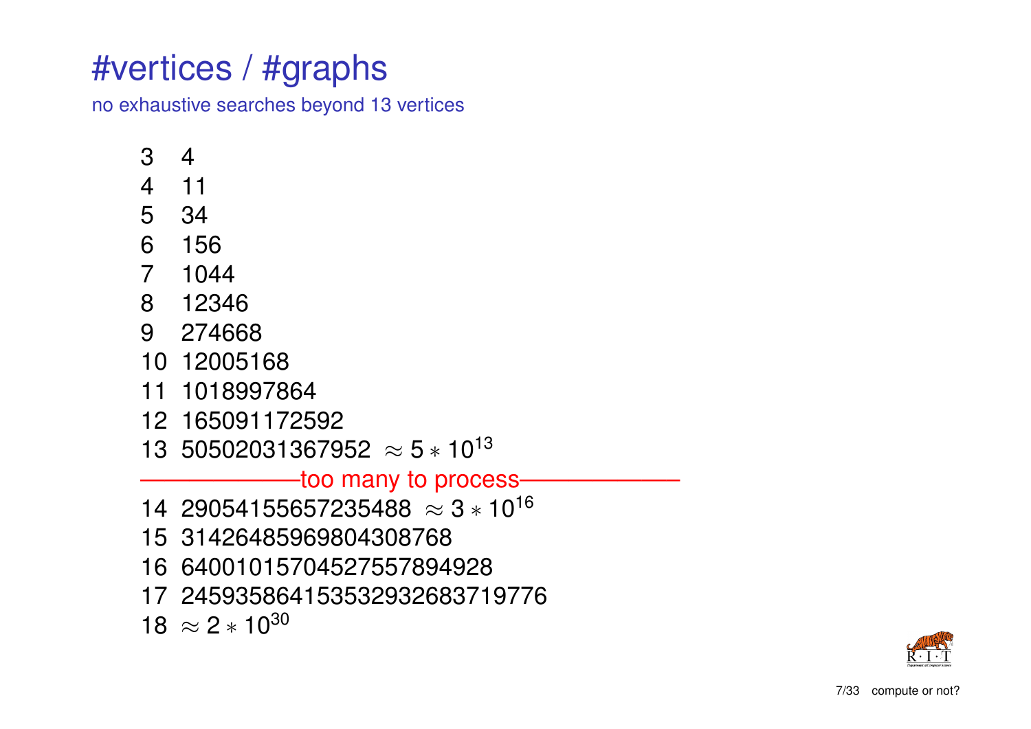# #vertices / #graphs

no exhaustive searches beyond 13 vertices

3 4
4 11
5 34
6 156
7 1044
8 12346
9 274668
10 12005168
11 1018997864
12 165091172592
13 50502031367952 $\approx 5 * 10^{13}$

———————too many to process———————

14 29054155657235488 $\approx 3 * 10^{16}$
15 31426485969804308768
16 64001015704527557894928
17 245935864153532932683719776
18 $\approx 2 * 10^{30}$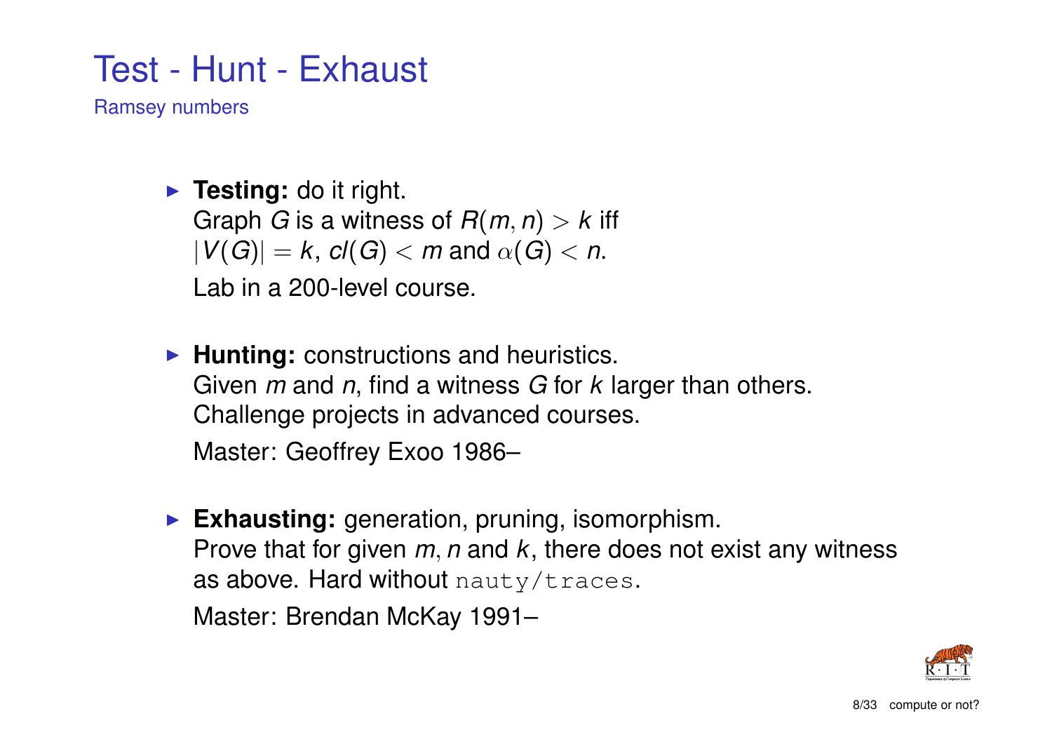# Test - Hunt - Exhaust

## Ramsey numbers

- **Testing:** do it right.
  Graph $G$ is a witness of $R(m, n) > k$ iff $|V(G)| = k$, $cl(G) < m$ and $\alpha(G) < n$.

  Lab in a 200-level course.

- **Hunting:** constructions and heuristics.
  Given $m$ and $n$, find a witness $G$ for $k$ larger than others.
  Challenge projects in advanced courses.

  Master: Geoffrey Exoo 1986–

- **Exhausting:** generation, pruning, isomorphism.
  Prove that for given $m, n$ and $k$, there does not exist any witness as above. Hard without `nauty/traces`.

  Master: Brendan McKay 1991–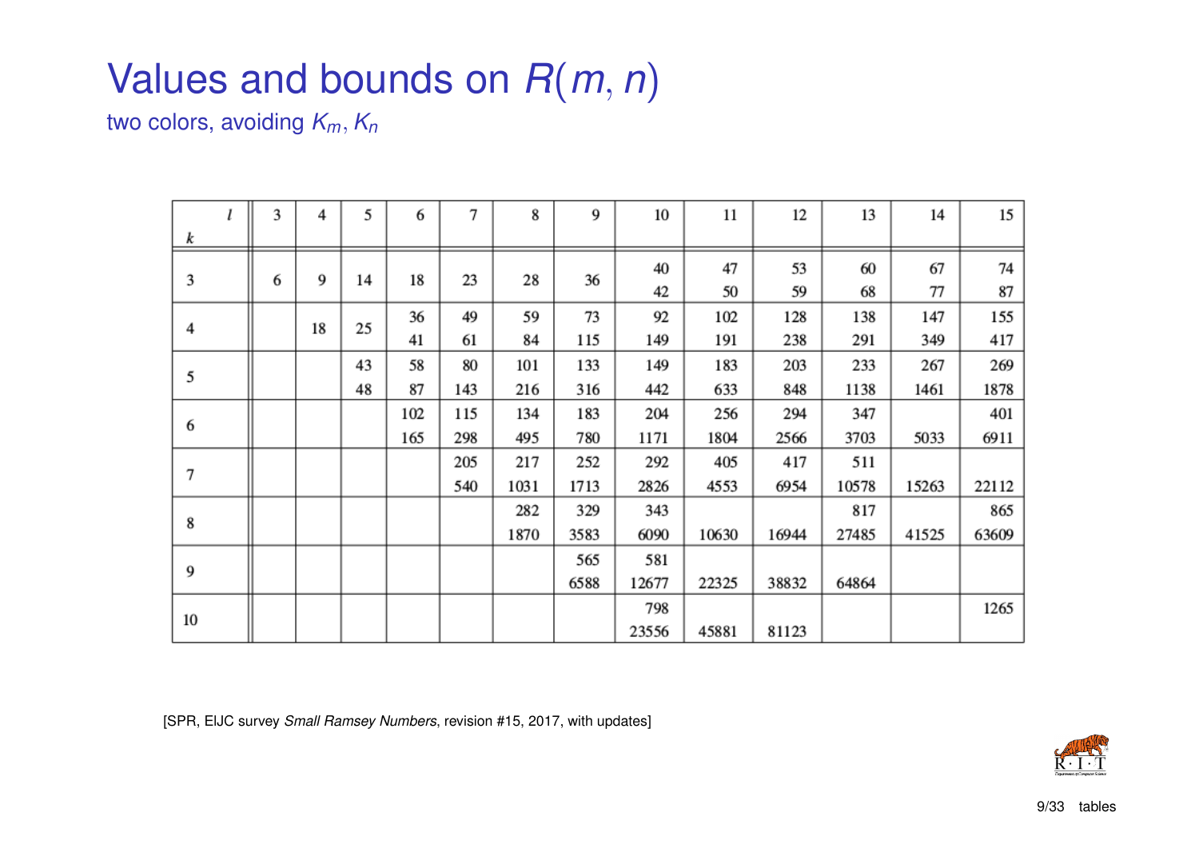# Values and bounds on $R(m, n)$

two colors, avoiding $K_m, K_n$

| $k$ \ $l$ | 3 | 4 | 5 | 6 | 7 | 8 | 9 | 10 | 11 | 12 | 13 | 14 | 15 |
|---|---|---|---|---|---|---|---|---|---|---|---|---|---|
| 3 | 6 | 9 | 14 | 18 | 23 | 28 | 36 | 40<br>42 | 47<br>50 | 53<br>59 | 60<br>68 | 67<br>77 | 74<br>87 |
| 4 | | 18 | 25 | 36<br>41 | 49<br>61 | 59<br>84 | 73<br>115 | 92<br>149 | 102<br>191 | 128<br>238 | 138<br>291 | 147<br>349 | 155<br>417 |
| 5 | | | 43<br>48 | 58<br>87 | 80<br>143 | 101<br>216 | 133<br>316 | 149<br>442 | 183<br>633 | 203<br>848 | 233<br>1138 | 267<br>1461 | 269<br>1878 |
| 6 | | | | 102<br>165 | 115<br>298 | 134<br>495 | 183<br>780 | 204<br>1171 | 256<br>1804 | 294<br>2566 | 347<br>3703 | <br>5033 | 401<br>6911 |
| 7 | | | | | 205<br>540 | 217<br>1031 | 252<br>1713 | 292<br>2826 | 405<br>4553 | 417<br>6954 | 511<br>10578 | <br>15263 | <br>22112 |
| 8 | | | | | | 282<br>1870 | 329<br>3583 | 343<br>6090 | <br>10630 | <br>16944 | 817<br>27485 | <br>41525 | 865<br>63609 |
| 9 | | | | | | | 565<br>6588 | 581<br>12677 | <br>22325 | <br>38832 | <br>64864 | | |
| 10 | | | | | | | | 798<br>23556 | <br>45881 | <br>81123 | | | 1265 |

[SPR, ElJC survey *Small Ramsey Numbers*, revision #15, 2017, with updates]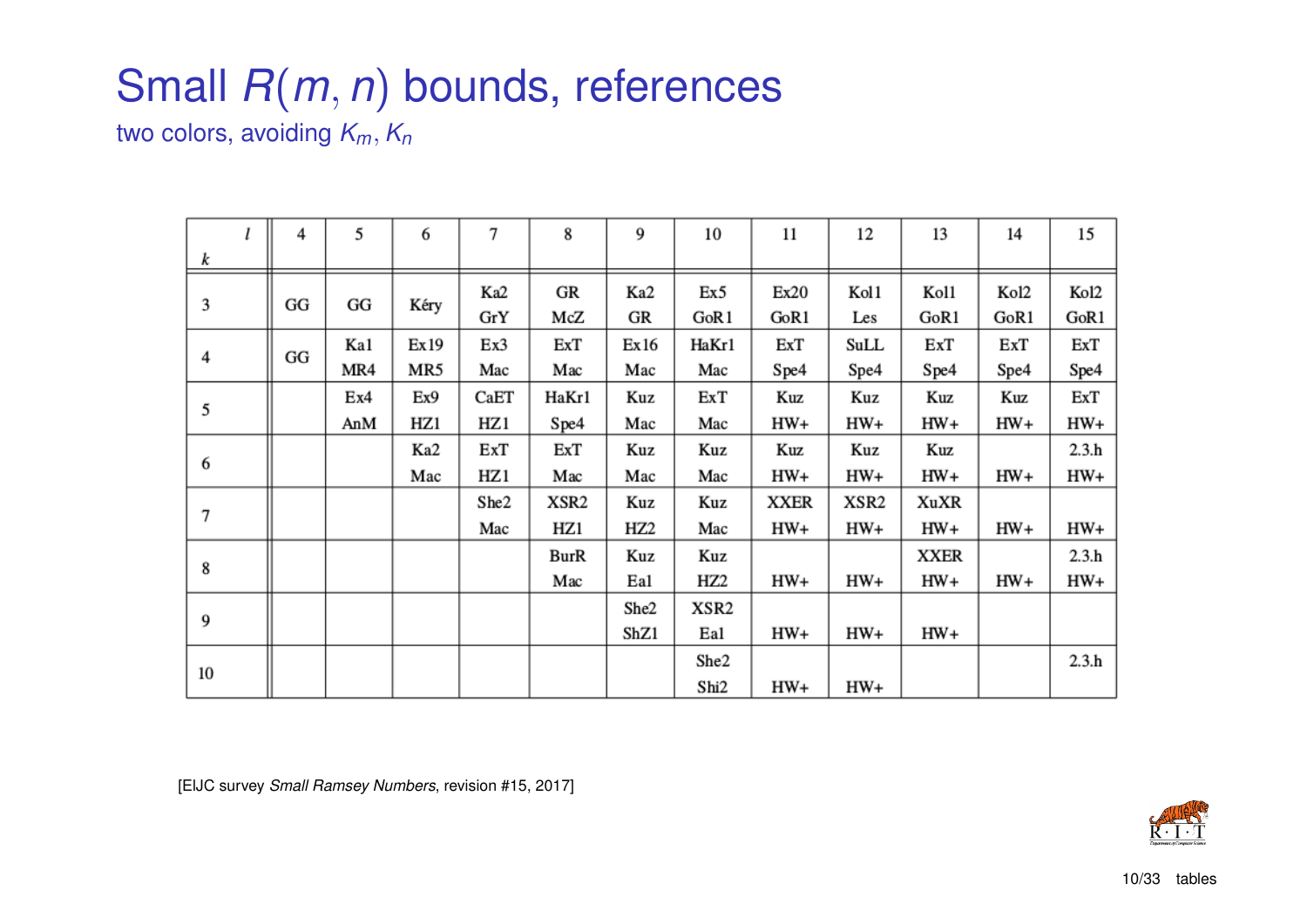# Small $R(m, n)$ bounds, references

two colors, avoiding $K_m, K_n$

| $k$ \ $l$ | 4 | 5 | 6 | 7 | 8 | 9 | 10 | 11 | 12 | 13 | 14 | 15 |
|---|---|---|---|---|---|---|---|---|---|---|---|---|
| 3 | GG | GG | Kéry | Ka2<br>GrY | GR<br>McZ | Ka2<br>GR | Ex5<br>GoR1 | Ex20<br>GoR1 | Kol1<br>Les | Kol1<br>GoR1 | Kol2<br>GoR1 | Kol2<br>GoR1 |
| 4 | GG | Ka1<br>MR4 | Ex19<br>MR5 | Ex3<br>Mac | ExT<br>Mac | Ex16<br>Mac | HaKr1<br>Mac | ExT<br>Spe4 | SuLL<br>Spe4 | ExT<br>Spe4 | ExT<br>Spe4 | ExT<br>Spe4 |
| 5 | | Ex4<br>AnM | Ex9<br>HZ1 | CaET<br>HZ1 | HaKr1<br>Spe4 | Kuz<br>Mac | ExT<br>Mac | Kuz<br>HW+ | Kuz<br>HW+ | Kuz<br>HW+ | Kuz<br>HW+ | ExT<br>HW+ |
| 6 | | | Ka2<br>Mac | ExT<br>HZ1 | ExT<br>Mac | Kuz<br>Mac | Kuz<br>Mac | Kuz<br>HW+ | Kuz<br>HW+ | Kuz<br>HW+ | HW+ | 2.3.h<br>HW+ |
| 7 | | | | She2<br>Mac | XSR2<br>HZ1 | Kuz<br>HZ2 | Kuz<br>Mac | XXER<br>HW+ | XSR2<br>HW+ | XuXR<br>HW+ | HW+ | HW+ |
| 8 | | | | | BurR<br>Mac | Kuz<br>Eal | Kuz<br>HZ2 | HW+ | HW+ | XXER<br>HW+ | HW+ | 2.3.h<br>HW+ |
| 9 | | | | | | She2<br>ShZ1 | XSR2<br>Eal | HW+ | HW+ | HW+ | | |
| 10 | | | | | | | She2<br>Shi2 | HW+ | HW+ | | | 2.3.h |

[ElJC survey *Small Ramsey Numbers*, revision #15, 2017]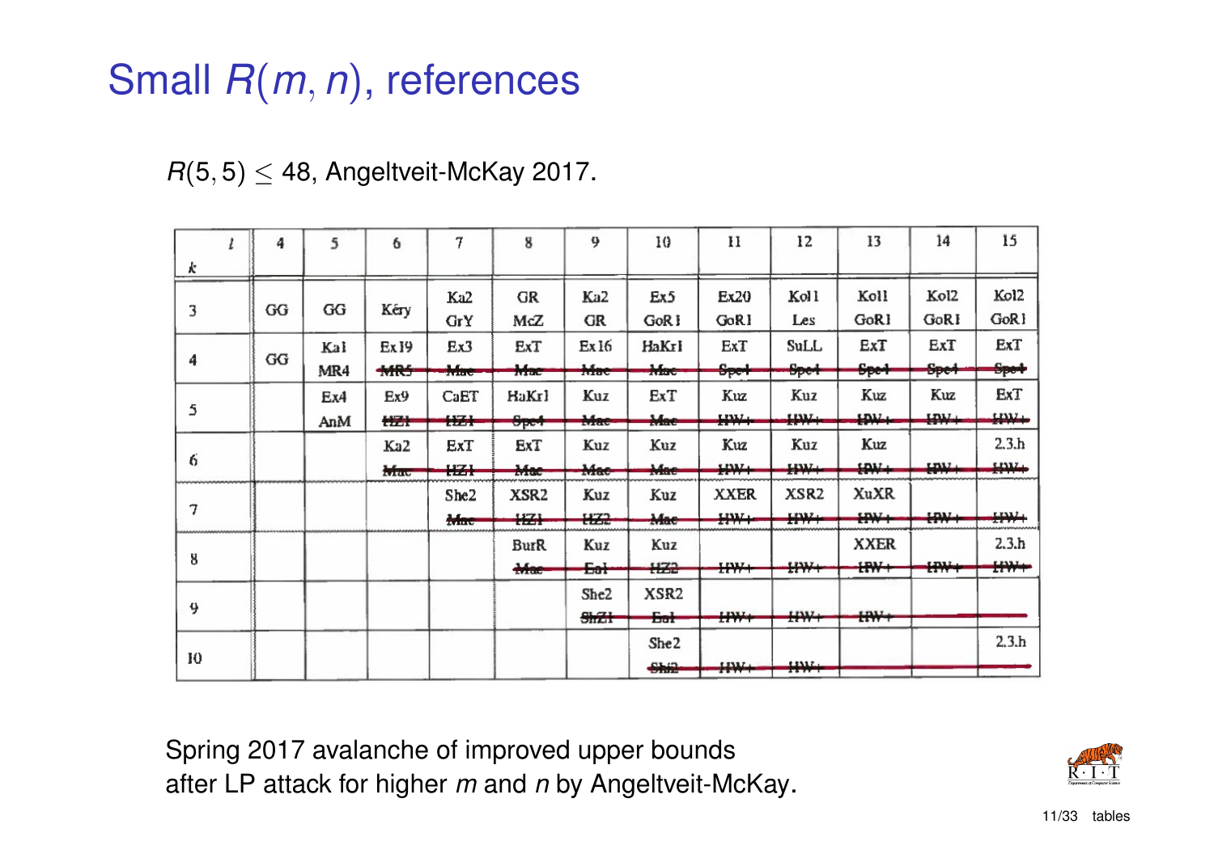# Small $R(m, n)$, references

$R(5, 5) \leq 48$, Angeltveit-McKay 2017.

| $k$ \ $l$ | 4 | 5 | 6 | 7 | 8 | 9 | 10 | 11 | 12 | 13 | 14 | 15 |
|---|---|---|---|---|---|---|---|---|---|---|---|---|
| 3 | GG | GG | Kéry | Ka2 GrY | GR McZ | Ka2 GR | Ex5 GoR1 | Ex20 GoR1 | Kol1 Les | Kol1 GoR1 | Kol2 GoR1 | Kol2 GoR1 |
| 4 | GG | Ka1 MR4 | Ex19 ~~MR5~~ | Ex3 ~~Mac~~ | ExT ~~Mac~~ | Ex16 ~~Mac~~ | HaKr1 ~~Mac~~ | ExT ~~Spe4~~ | SuLL ~~Spe4~~ | ExT ~~Spe4~~ | ExT ~~Spe4~~ | ExT ~~Spe4~~ |
| 5 | | Ex4 AnM | Ex9 ~~HZ1~~ | CaET ~~HZ1~~ | HaKr1 ~~Spe4~~ | Kuz ~~Mac~~ | ExT ~~Mac~~ | Kuz ~~HW+~~ | Kuz ~~HW+~~ | Kuz ~~HW+~~ | Kuz ~~HW+~~ | ExT ~~HW+~~ |
| 6 | | | Ka2 ~~Mac~~ | ExT ~~HZ1~~ | ExT ~~Mac~~ | Kuz ~~Mac~~ | Kuz ~~Mac~~ | Kuz ~~HW+~~ | Kuz ~~HW+~~ | Kuz ~~HW+~~ | ~~HW+~~ | 2.3.h ~~HW+~~ |
| 7 | | | | She2 ~~Mac~~ | XSR2 ~~HZ1~~ | Kuz ~~HZ2~~ | Kuz ~~Mac~~ | XXER ~~HW+~~ | XSR2 ~~HW+~~ | XuXR ~~HW+~~ | ~~HW+~~ | ~~HW+~~ |
| 8 | | | | | BurR ~~Mac~~ | Kuz ~~Eol~~ | Kuz ~~HZ2~~ | ~~HW+~~ | ~~HW+~~ | XXER ~~HW+~~ | ~~HW+~~ | 2.3.h ~~HW+~~ |
| 9 | | | | | | She2 ~~ShZ1~~ | XSR2 ~~Eol~~ | ~~HW+~~ | ~~HW+~~ | ~~HW+~~ | | |
| 10 | | | | | | | She2 ~~Shi2~~ | ~~HW+~~ | ~~HW+~~ | | | 2.3.h |

Spring 2017 avalanche of improved upper bounds after LP attack for higher $m$ and $n$ by Angeltveit-McKay.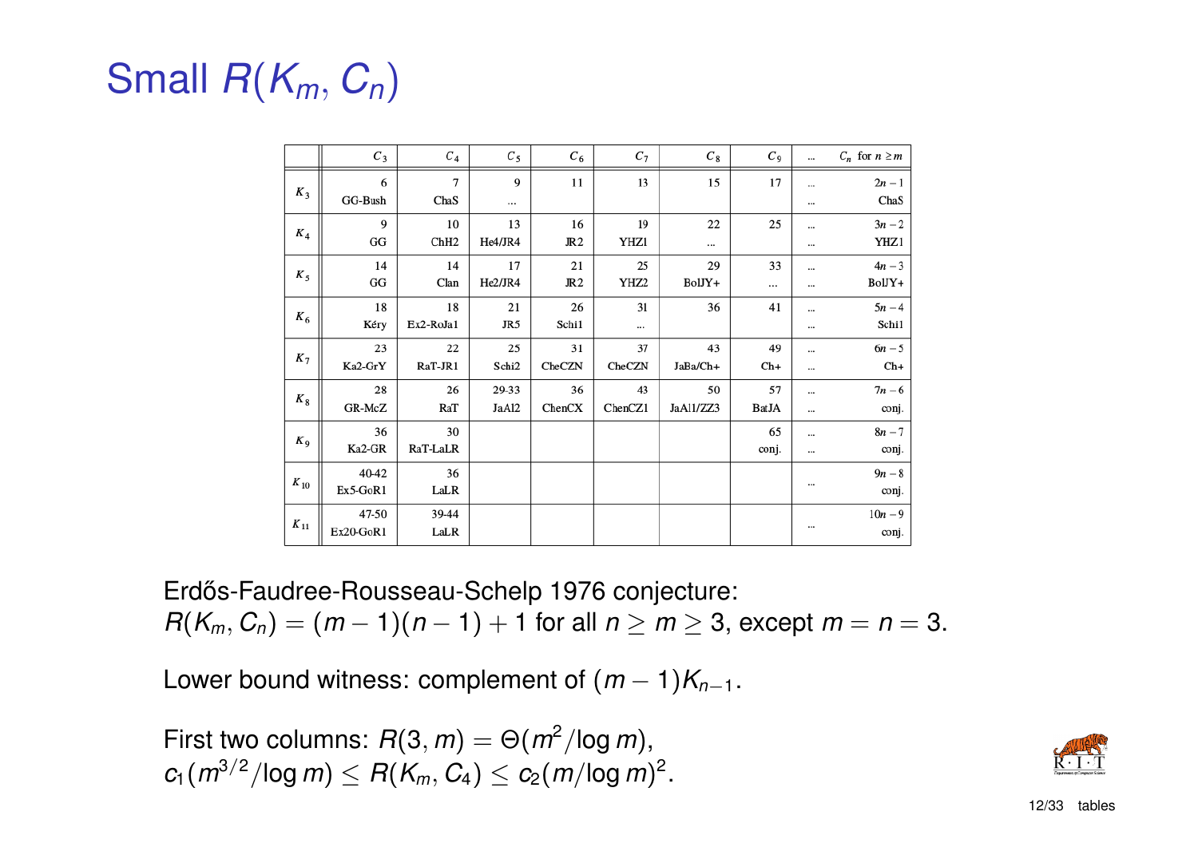# Small $R(K_m, C_n)$

|  | $C_3$ | $C_4$ | $C_5$ | $C_6$ | $C_7$ | $C_8$ | $C_9$ | ... | $C_n$ for $n \geq m$ |
|---|---|---|---|---|---|---|---|---|---|
| $K_3$ | 6 GG-Bush | 7 ChaS | 9 ... | 11 | 13 | 15 | 17 | ... ... | $2n-1$ ChaS |
| $K_4$ | 9 GG | 10 ChH2 | 13 He4/JR4 | 16 JR2 | 19 YHZ1 | 22 ... | 25 | ... ... | $3n-2$ YHZ1 |
| $K_5$ | 14 GG | 14 Clan | 17 He2/JR4 | 21 JR2 | 25 YHZ2 | 29 BolJY+ | 33 ... | ... ... | $4n-3$ BolJY+ |
| $K_6$ | 18 Kéry | 18 Ex2-RoJa1 | 21 JR5 | 26 Schi1 | 31 ... | 36 | 41 | ... ... | $5n-4$ Schi1 |
| $K_7$ | 23 Ka2-GrY | 22 RaT-JR1 | 25 Schi2 | 31 CheCZN | 37 CheCZN | 43 JaBa/Ch+ | 49 Ch+ | ... ... | $6n-5$ Ch+ |
| $K_8$ | 28 GR-McZ | 26 RaT | 29-33 JaAl2 | 36 ChenCX | 43 ChenCZ1 | 50 JaAl1/ZZ3 | 57 BatJA | ... ... | $7n-6$ conj. |
| $K_9$ | 36 Ka2-GR | 30 RaT-LaLR |  |  |  |  | 65 conj. | ... ... | $8n-7$ conj. |
| $K_{10}$ | 40-42 Ex5-GoR1 | 36 LaLR |  |  |  |  |  | ... | $9n-8$ conj. |
| $K_{11}$ | 47-50 Ex20-GoR1 | 39-44 LaLR |  |  |  |  |  | ... | $10n-9$ conj. |

Erdős-Faudree-Rousseau-Schelp 1976 conjecture:
$R(K_m, C_n) = (m-1)(n-1)+1$ for all $n \geq m \geq 3$, except $m = n = 3$.

Lower bound witness: complement of $(m-1)K_{n-1}$.

First two columns: $R(3, m) = \Theta(m^2/\log m)$,
$c_1(m^{3/2}/\log m) \leq R(K_m, C_4) \leq c_2(m/\log m)^2$.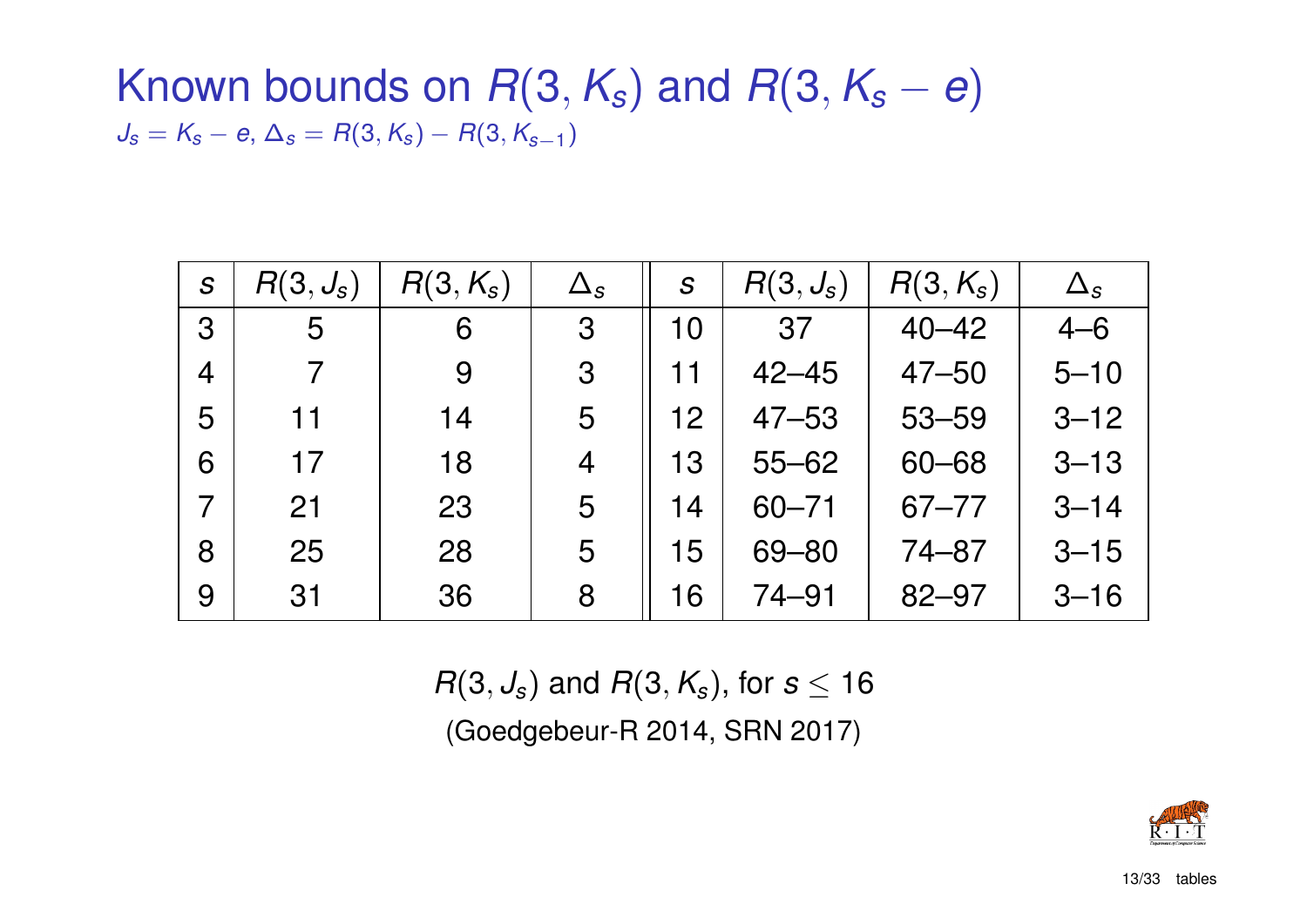# Known bounds on $R(3, K_s)$ and $R(3, K_s - e)$

$J_s = K_s - e$, $\Delta_s = R(3, K_s) - R(3, K_{s-1})$

| $s$ | $R(3, J_s)$ | $R(3, K_s)$ | $\Delta_s$ | $s$ | $R(3, J_s)$ | $R(3, K_s)$ | $\Delta_s$ |
|---|---|---|---|---|---|---|---|
| 3 | 5 | 6 | 3 | 10 | 37 | 40–42 | 4–6 |
| 4 | 7 | 9 | 3 | 11 | 42–45 | 47–50 | 5–10 |
| 5 | 11 | 14 | 5 | 12 | 47–53 | 53–59 | 3–12 |
| 6 | 17 | 18 | 4 | 13 | 55–62 | 60–68 | 3–13 |
| 7 | 21 | 23 | 5 | 14 | 60–71 | 67–77 | 3–14 |
| 8 | 25 | 28 | 5 | 15 | 69–80 | 74–87 | 3–15 |
| 9 | 31 | 36 | 8 | 16 | 74–91 | 82–97 | 3–16 |

$R(3, J_s)$ and $R(3, K_s)$, for $s \leq 16$

(Goedgebeur-R 2014, SRN 2017)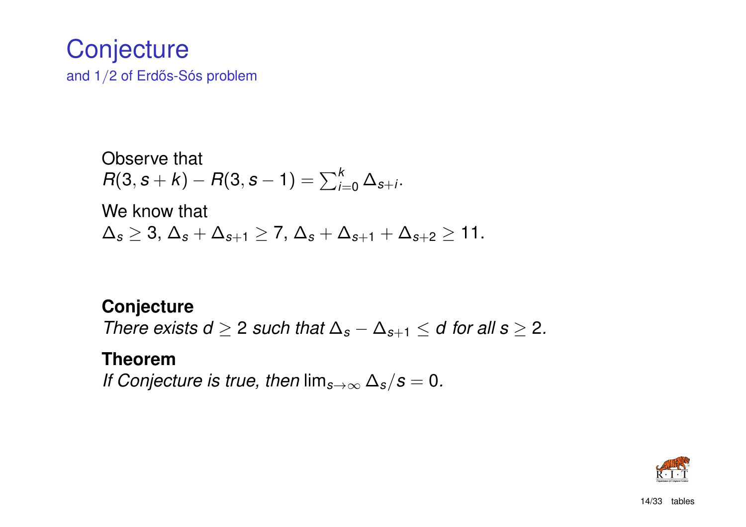# Conjecture

and 1/2 of Erdős-Sós problem

Observe that
$R(3, s+k) - R(3, s-1) = \sum_{i=0}^{k} \Delta_{s+i}$.

We know that
$\Delta_s \geq 3$, $\Delta_s + \Delta_{s+1} \geq 7$, $\Delta_s + \Delta_{s+1} + \Delta_{s+2} \geq 11$.

**Conjecture**

*There exists $d \geq 2$ such that $\Delta_s - \Delta_{s+1} \leq d$ for all $s \geq 2$.*

**Theorem**

*If Conjecture is true, then $\lim_{s \to \infty} \Delta_s / s = 0$.*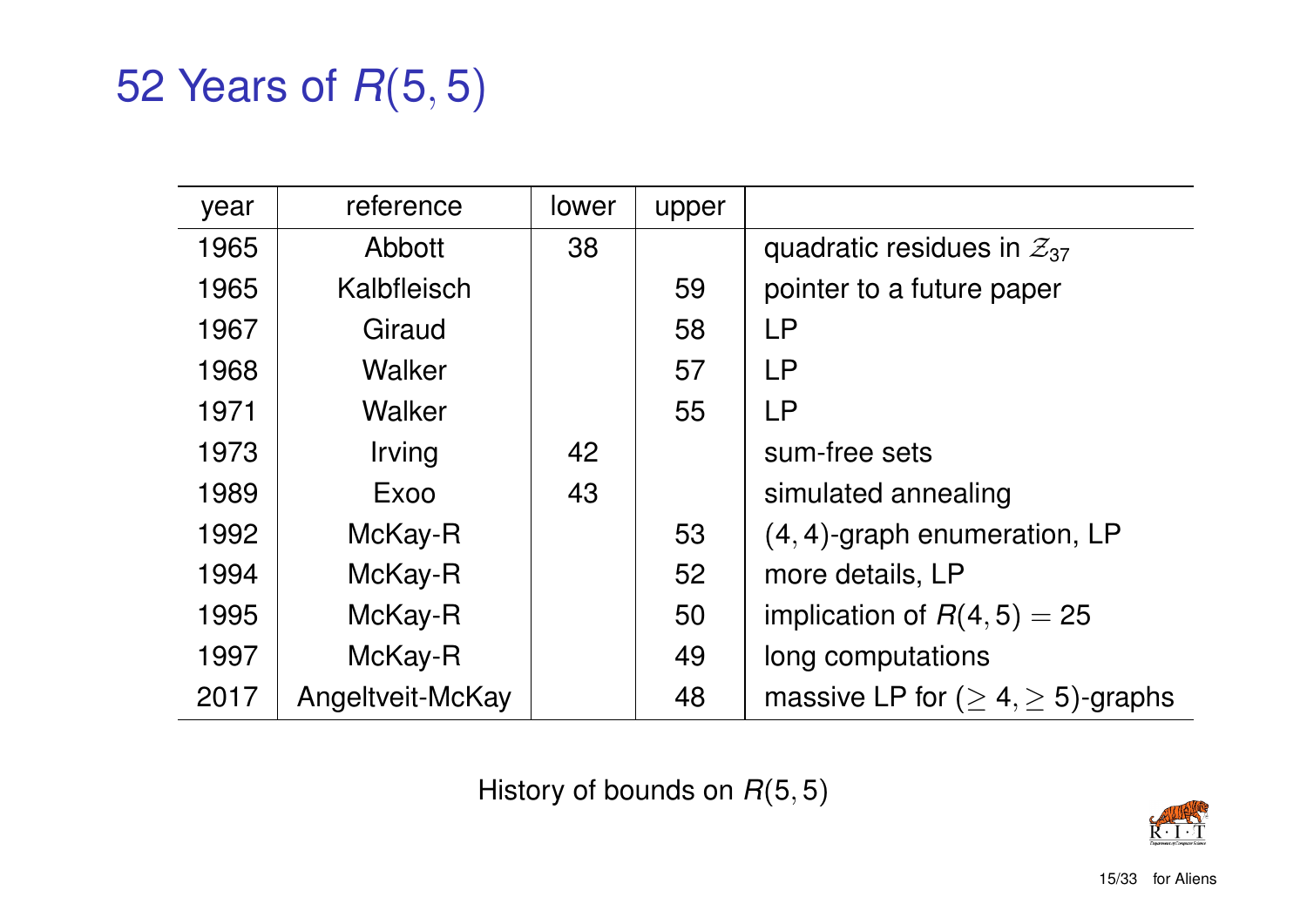# 52 Years of $R(5,5)$

| year | reference | lower | upper | |
|---|---|---|---|---|
| 1965 | Abbott | 38 | | quadratic residues in $\mathcal{Z}_{37}$ |
| 1965 | Kalbfleisch | | 59 | pointer to a future paper |
| 1967 | Giraud | | 58 | LP |
| 1968 | Walker | | 57 | LP |
| 1971 | Walker | | 55 | LP |
| 1973 | Irving | 42 | | sum-free sets |
| 1989 | Exoo | 43 | | simulated annealing |
| 1992 | McKay-R | | 53 | $(4,4)$-graph enumeration, LP |
| 1994 | McKay-R | | 52 | more details, LP |
| 1995 | McKay-R | | 50 | implication of $R(4,5) = 25$ |
| 1997 | McKay-R | | 49 | long computations |
| 2017 | Angeltveit-McKay | | 48 | massive LP for $(\geq 4, \geq 5)$-graphs |

History of bounds on $R(5,5)$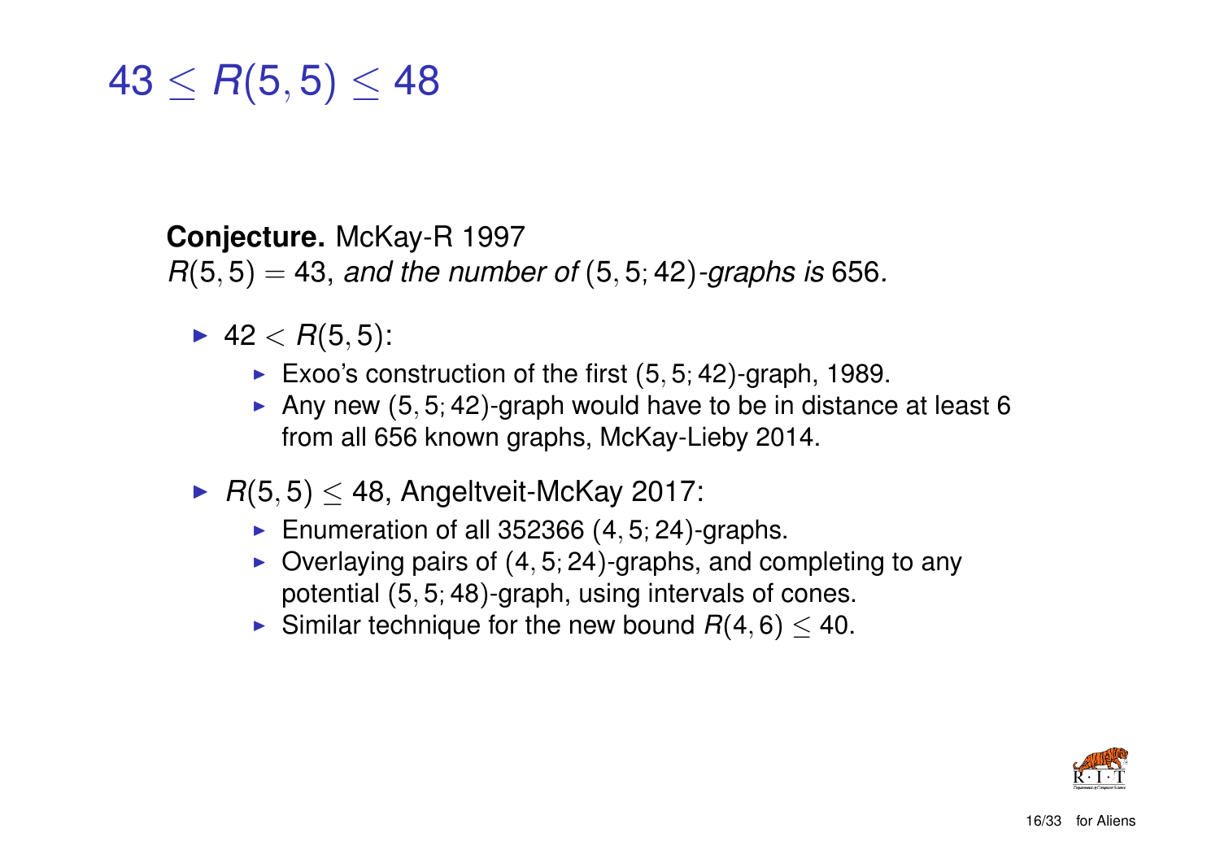# $43 \leq R(5,5) \leq 48$

**Conjecture.** McKay-R 1997
$R(5,5) = 43$, *and the number of* $(5,5;42)$*-graphs is* 656*.*

- $42 < R(5,5)$:
  - Exoo's construction of the first $(5,5;42)$-graph, 1989.
  - Any new $(5,5;42)$-graph would have to be in distance at least 6 from all 656 known graphs, McKay-Lieby 2014.
- $R(5,5) \leq 48$, Angeltveit-McKay 2017:
  - Enumeration of all 352366 $(4,5;24)$-graphs.
  - Overlaying pairs of $(4,5;24)$-graphs, and completing to any potential $(5,5;48)$-graph, using intervals of cones.
  - Similar technique for the new bound $R(4,6) \leq 40$.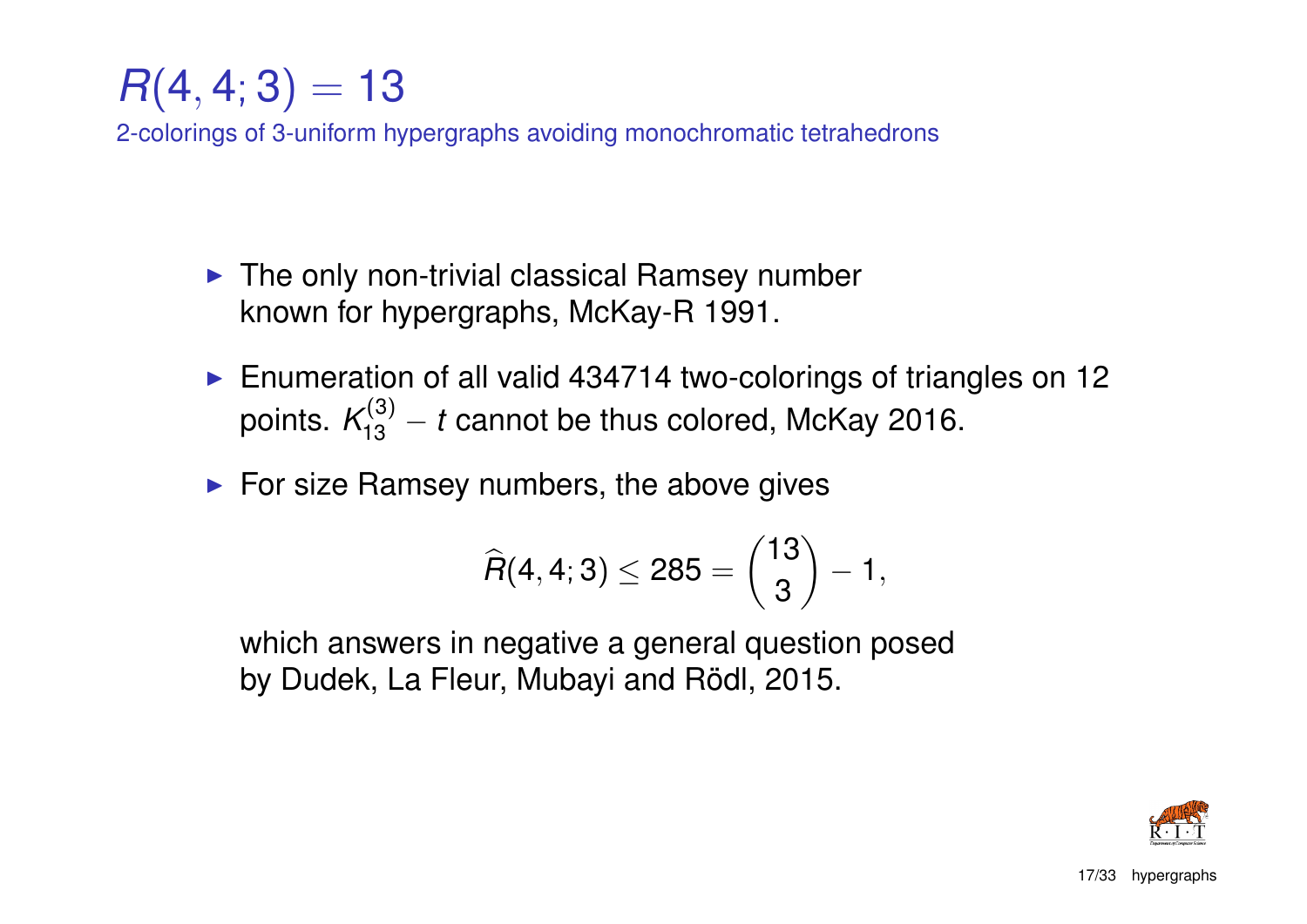# $R(4,4;3) = 13$

2-colorings of 3-uniform hypergraphs avoiding monochromatic tetrahedrons

- The only non-trivial classical Ramsey number known for hypergraphs, McKay-R 1991.
- Enumeration of all valid 434714 two-colorings of triangles on 12 points. $K_{13}^{(3)} - t$ cannot be thus colored, McKay 2016.
- For size Ramsey numbers, the above gives

$$\widehat{R}(4,4;3) \leq 285 = \binom{13}{3} - 1,$$

  which answers in negative a general question posed by Dudek, La Fleur, Mubayi and Rödl, 2015.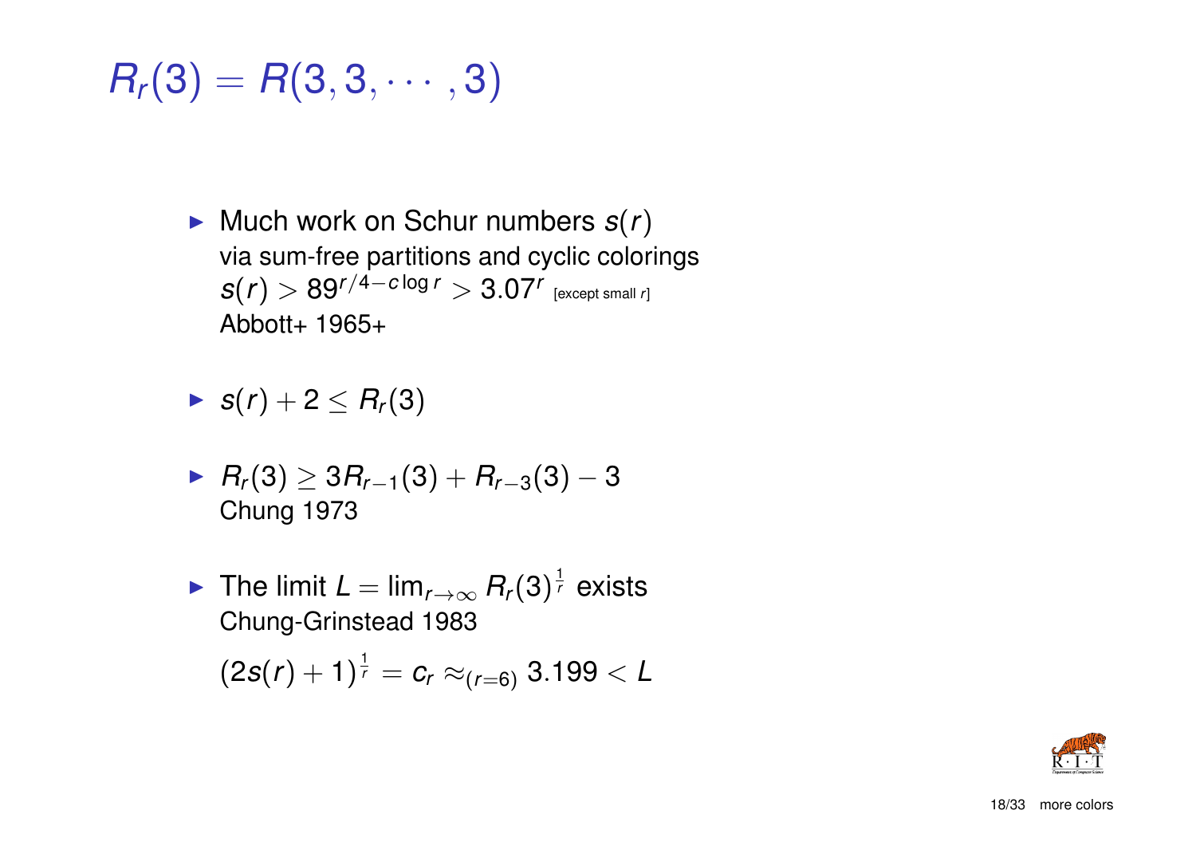# $R_r(3) = R(3, 3, \cdots, 3)$

- Much work on Schur numbers $s(r)$
  via sum-free partitions and cyclic colorings
  $s(r) > 89^{r/4 - c \log r} > 3.07^r$ [except small $r$]
  Abbott+ 1965+

- $s(r) + 2 \leq R_r(3)$

- $R_r(3) \geq 3R_{r-1}(3) + R_{r-3}(3) - 3$
  Chung 1973

- The limit $L = \lim_{r \to \infty} R_r(3)^{\frac{1}{r}}$ exists
  Chung-Grinstead 1983

  $(2s(r) + 1)^{\frac{1}{r}} = c_r \approx_{(r=6)} 3.199 < L$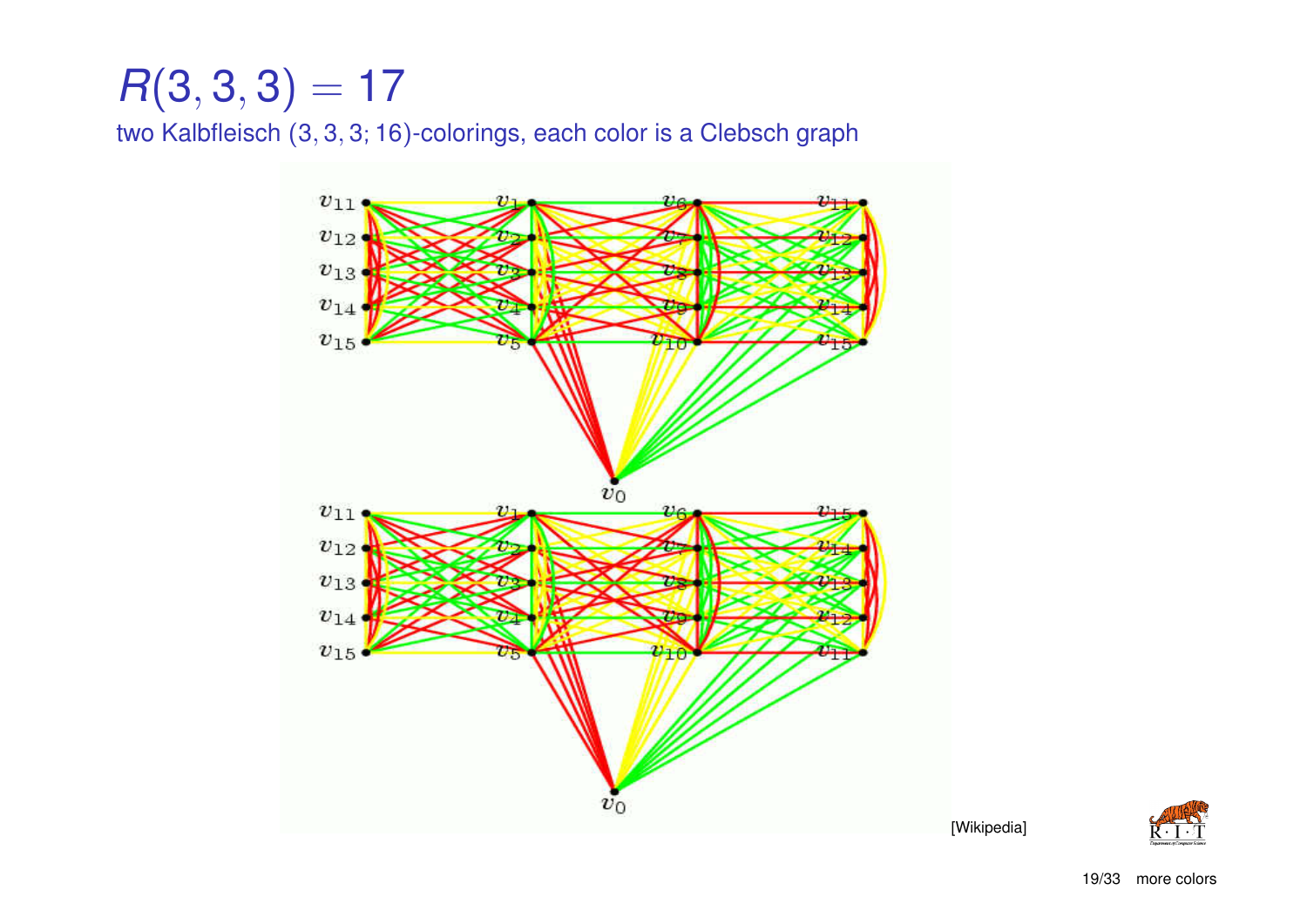# $R(3, 3, 3) = 17$

two Kalbfleisch $(3, 3, 3; 16)$-colorings, each color is a Clebsch graph

[Wikipedia]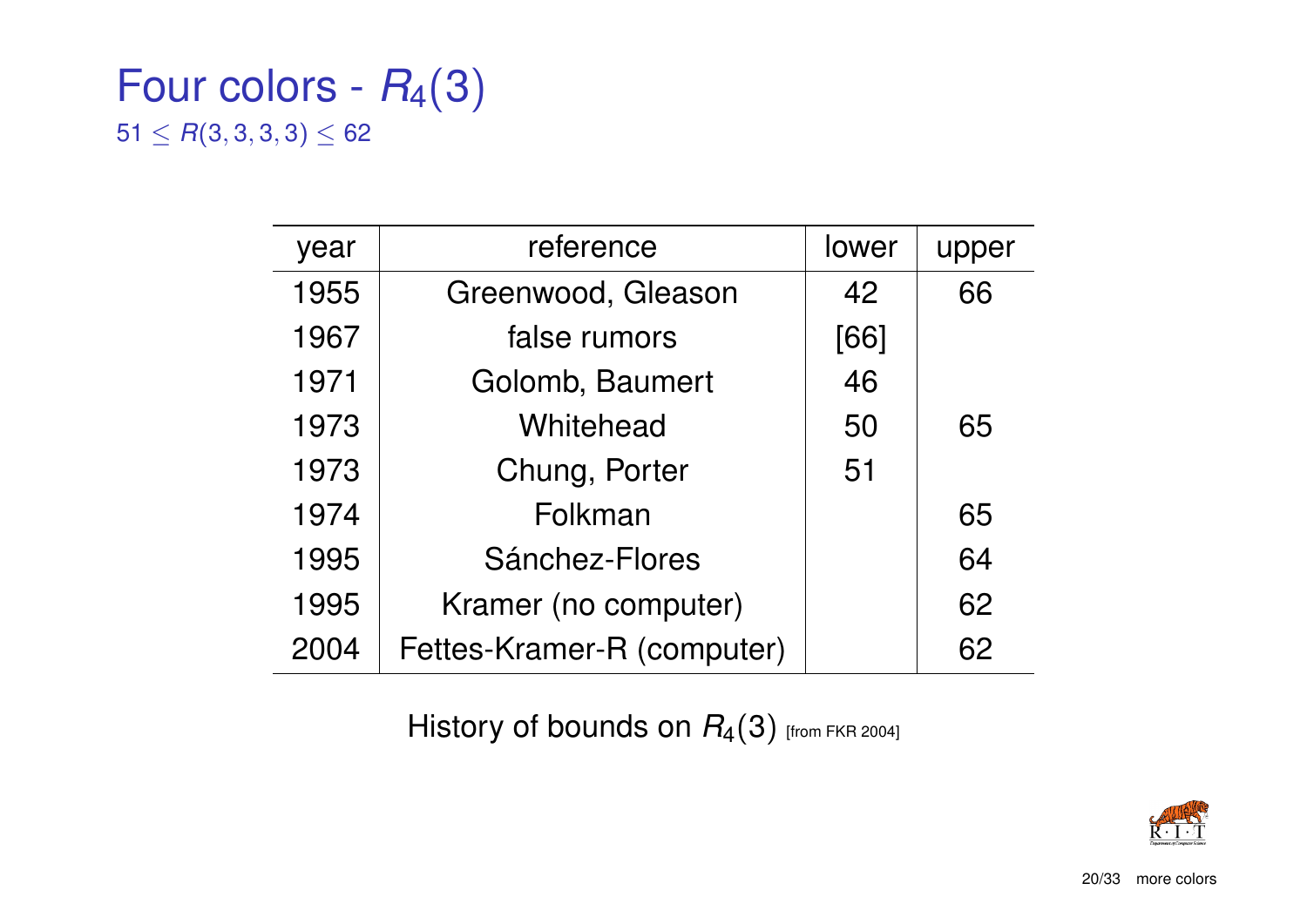# Four colors - $R_4(3)$

$51 \leq R(3,3,3,3) \leq 62$

| year | reference | lower | upper |
|---|---|---|---|
| 1955 | Greenwood, Gleason | 42 | 66 |
| 1967 | false rumors | [66] | |
| 1971 | Golomb, Baumert | 46 | |
| 1973 | Whitehead | 50 | 65 |
| 1973 | Chung, Porter | 51 | |
| 1974 | Folkman | | 65 |
| 1995 | Sánchez-Flores | | 64 |
| 1995 | Kramer (no computer) | | 62 |
| 2004 | Fettes-Kramer-R (computer) | | 62 |

History of bounds on $R_4(3)$ [from FKR 2004]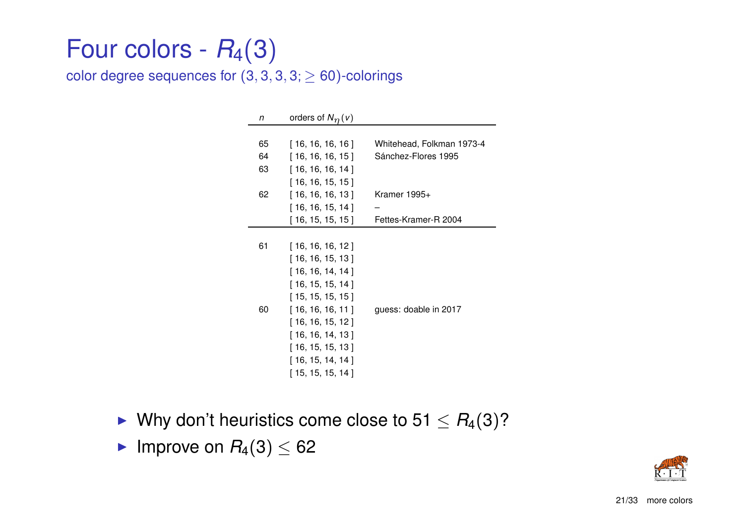# Four colors - $R_4(3)$

color degree sequences for $(3, 3, 3, 3; \geq 60)$-colorings

| $n$ | orders of $N_\eta(v)$ | |
|---|---|---|
| 65 | [ 16, 16, 16, 16 ] | Whitehead, Folkman 1973-4 |
| 64 | [ 16, 16, 16, 15 ] | Sánchez-Flores 1995 |
| 63 | [ 16, 16, 16, 14 ] | |
| | [ 16, 16, 15, 15 ] | |
| 62 | [ 16, 16, 16, 13 ] | Kramer 1995+ |
| | [ 16, 16, 15, 14 ] | – |
| | [ 16, 15, 15, 15 ] | Fettes-Kramer-R 2004 |
| 61 | [ 16, 16, 16, 12 ] | |
| | [ 16, 16, 15, 13 ] | |
| | [ 16, 16, 14, 14 ] | |
| | [ 16, 15, 15, 14 ] | |
| | [ 15, 15, 15, 15 ] | |
| 60 | [ 16, 16, 16, 11 ] | guess: doable in 2017 |
| | [ 16, 16, 15, 12 ] | |
| | [ 16, 16, 14, 13 ] | |
| | [ 16, 15, 15, 13 ] | |
| | [ 16, 15, 14, 14 ] | |
| | [ 15, 15, 15, 14 ] | |

- Why don't heuristics come close to $51 \leq R_4(3)$?
- Improve on $R_4(3) \leq 62$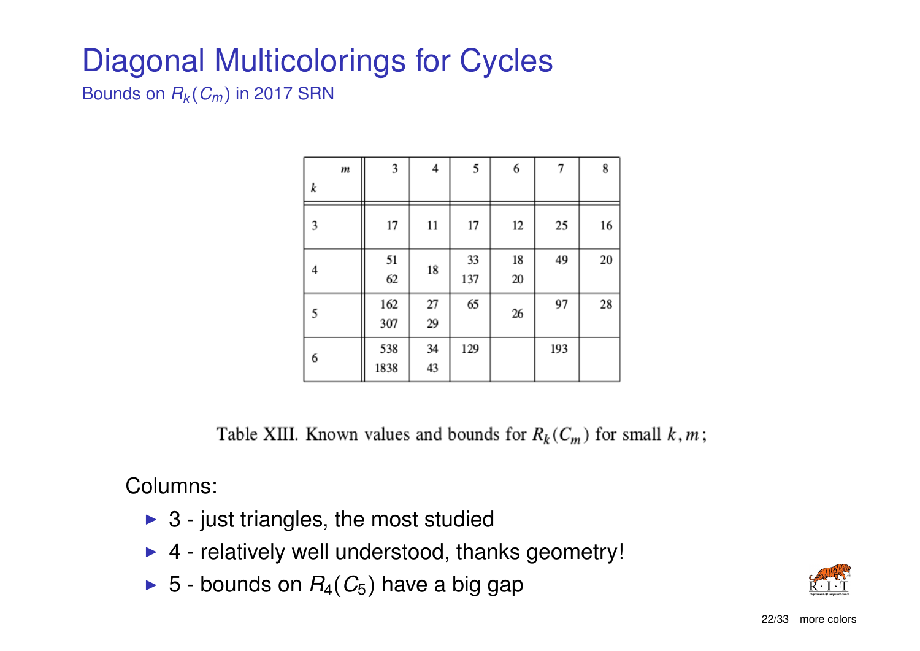# Diagonal Multicolorings for Cycles

Bounds on $R_k(C_m)$ in 2017 SRN

| $k$ \ $m$ | 3 | 4 | 5 | 6 | 7 | 8 |
|---|---|---|---|---|---|---|
| 3 | 17 | 11 | 17 | 12 | 25 | 16 |
| 4 | 51<br>62 | 18 | 33<br>137 | 18<br>20 | 49 | 20 |
| 5 | 162<br>307 | 27<br>29 | 65 | 26 | 97 | 28 |
| 6 | 538<br>1838 | 34<br>43 | 129 | | 193 | |

Table XIII. Known values and bounds for $R_k(C_m)$ for small $k, m$;

Columns:

- 3 - just triangles, the most studied
- 4 - relatively well understood, thanks geometry!
- 5 - bounds on $R_4(C_5)$ have a big gap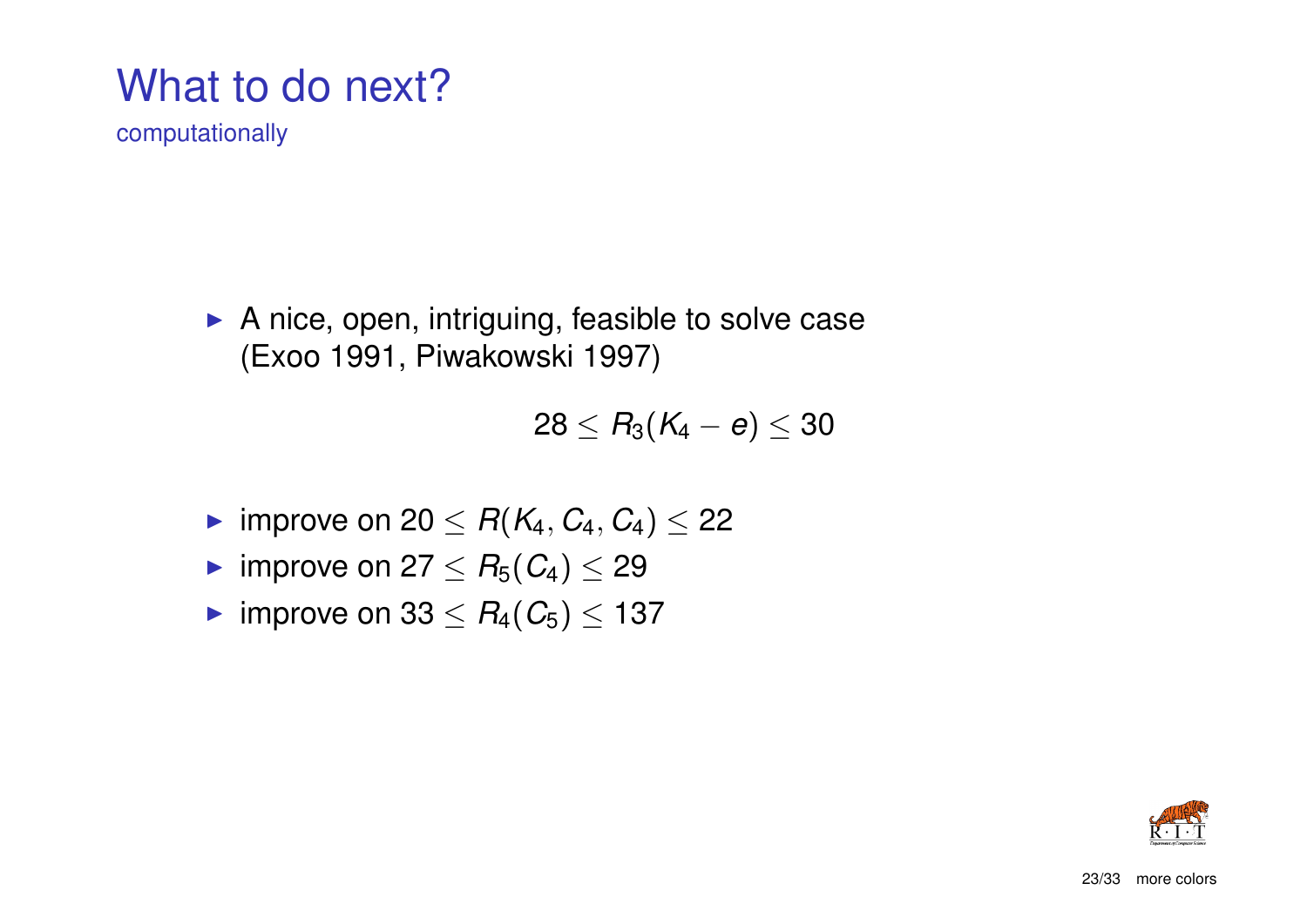# What to do next?

computationally

- A nice, open, intriguing, feasible to solve case (Exoo 1991, Piwakowski 1997)

$$28 \leq R_3(K_4 - e) \leq 30$$

- improve on $20 \leq R(K_4, C_4, C_4) \leq 22$
- improve on $27 \leq R_5(C_4) \leq 29$
- improve on $33 \leq R_4(C_5) \leq 137$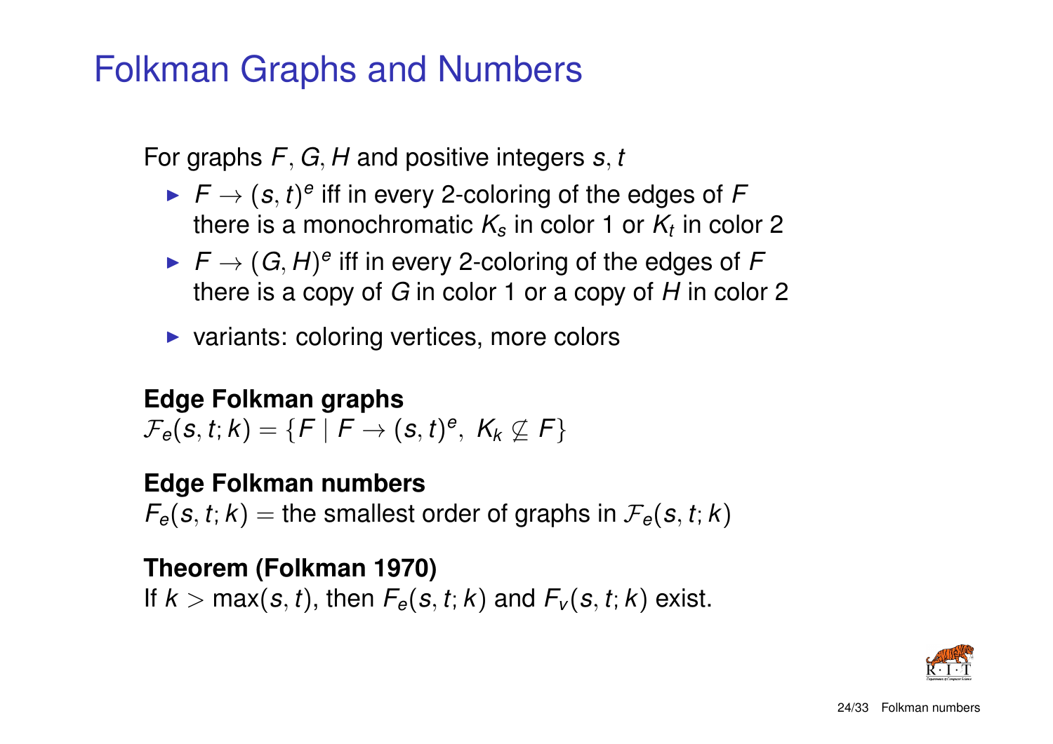# Folkman Graphs and Numbers

For graphs $F, G, H$ and positive integers $s, t$

- $F \to (s,t)^e$ iff in every 2-coloring of the edges of $F$ there is a monochromatic $K_s$ in color 1 or $K_t$ in color 2
- $F \to (G,H)^e$ iff in every 2-coloring of the edges of $F$ there is a copy of $G$ in color 1 or a copy of $H$ in color 2
- variants: coloring vertices, more colors

**Edge Folkman graphs**
$\mathcal{F}_e(s,t;k) = \{F \mid F \to (s,t)^e,\ K_k \not\subseteq F\}$

**Edge Folkman numbers**
$F_e(s,t;k) =$ the smallest order of graphs in $\mathcal{F}_e(s,t;k)$

**Theorem (Folkman 1970)**
If $k > \max(s,t)$, then $F_e(s,t;k)$ and $F_v(s,t;k)$ exist.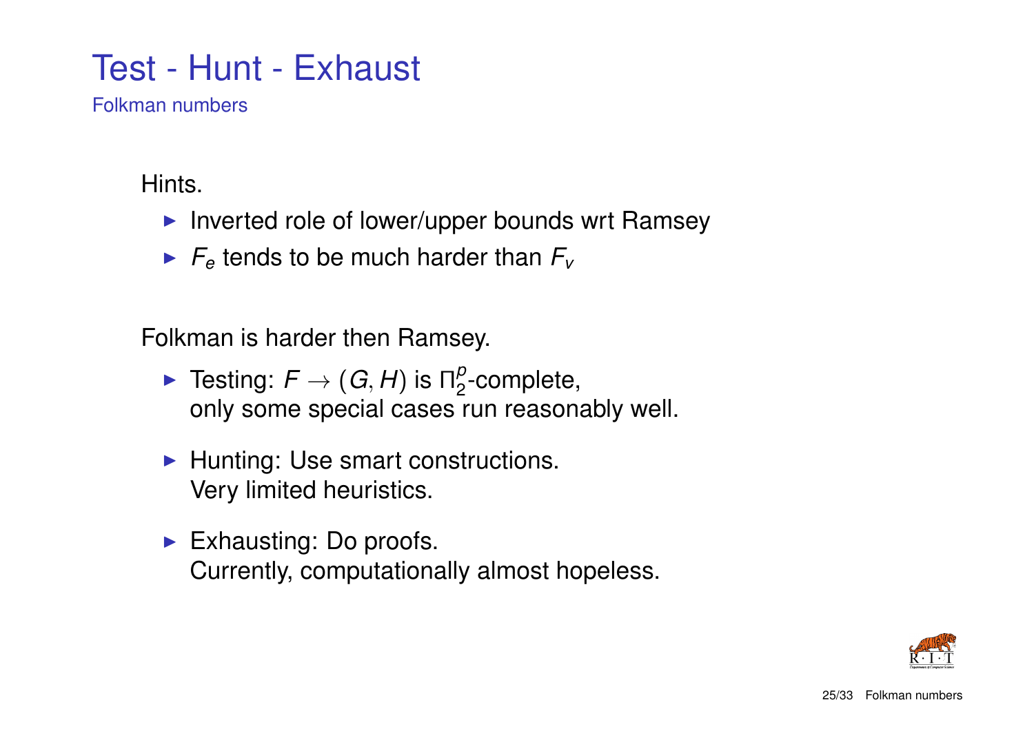# Test - Hunt - Exhaust

## Folkman numbers

Hints.

- Inverted role of lower/upper bounds wrt Ramsey
- $F_e$ tends to be much harder than $F_v$

Folkman is harder then Ramsey.

- Testing: $F \to (G, H)$ is $\Pi_2^p$-complete, only some special cases run reasonably well.
- Hunting: Use smart constructions. Very limited heuristics.
- Exhausting: Do proofs. Currently, computationally almost hopeless.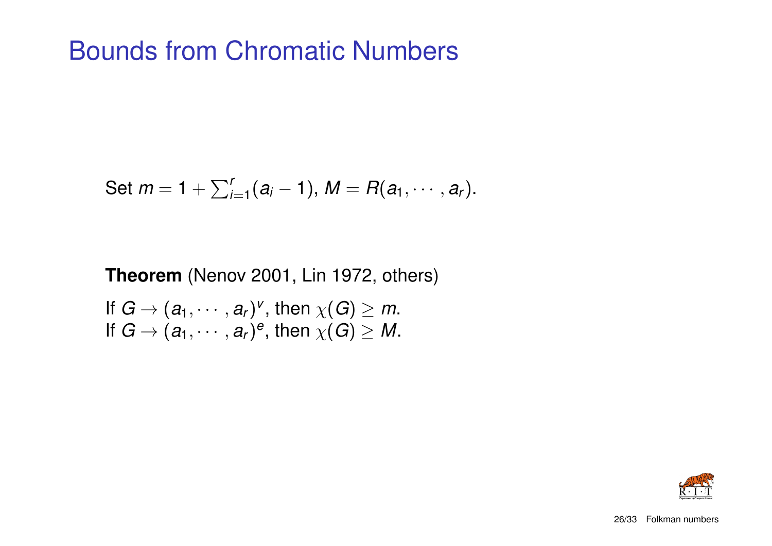# Bounds from Chromatic Numbers

Set $m = 1 + \sum_{i=1}^{r}(a_i - 1)$, $M = R(a_1, \cdots, a_r)$.

**Theorem** (Nenov 2001, Lin 1972, others)

If $G \rightarrow (a_1, \cdots, a_r)^v$, then $\chi(G) \geq m$.
If $G \rightarrow (a_1, \cdots, a_r)^e$, then $\chi(G) \geq M$.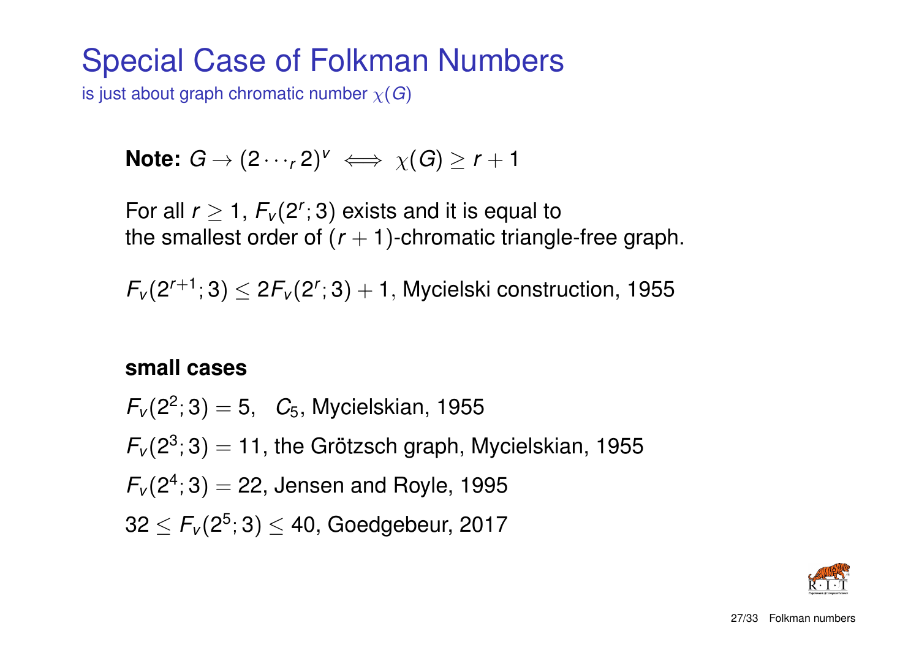# Special Case of Folkman Numbers

is just about graph chromatic number $\chi(G)$

**Note:** $G \rightarrow (2 \cdots_r 2)^v \iff \chi(G) \geq r+1$

For all $r \geq 1$, $F_v(2^r;3)$ exists and it is equal to the smallest order of $(r+1)$-chromatic triangle-free graph.

$F_v(2^{r+1};3) \leq 2F_v(2^r;3)+1$, Mycielski construction, 1955

**small cases**

$F_v(2^2;3) = 5$, $C_5$, Mycielskian, 1955

$F_v(2^3;3) = 11$, the Grötzsch graph, Mycielskian, 1955

$F_v(2^4;3) = 22$, Jensen and Royle, 1995

$32 \leq F_v(2^5;3) \leq 40$, Goedgebeur, 2017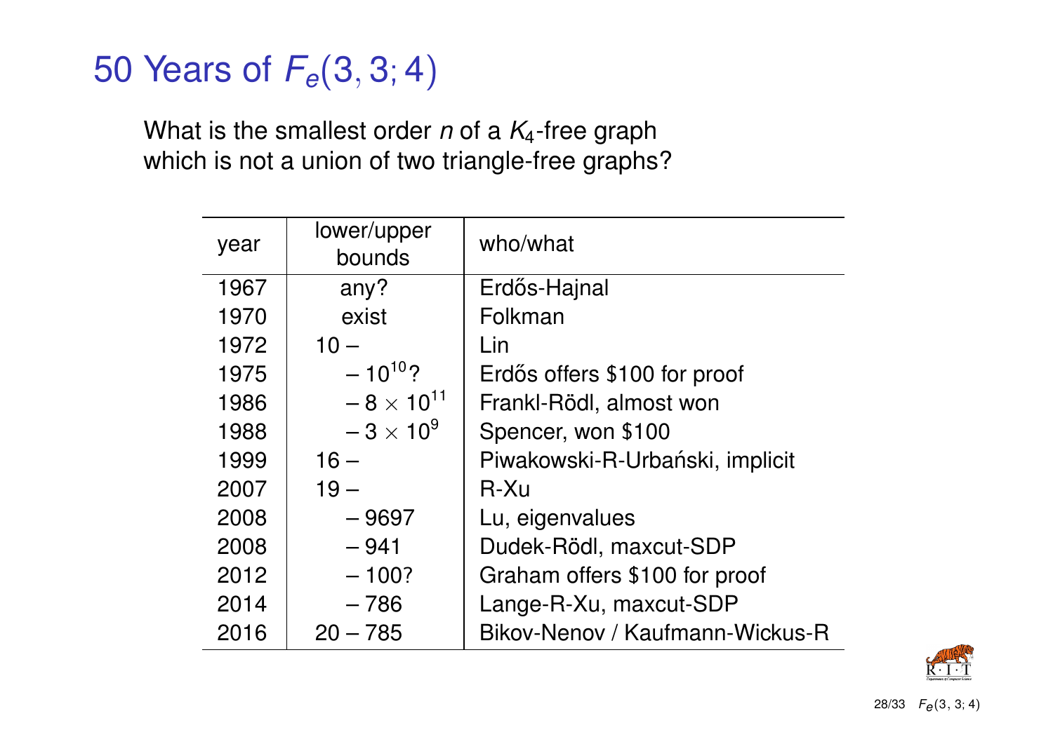# 50 Years of $F_e(3,3;4)$

What is the smallest order $n$ of a $K_4$-free graph which is not a union of two triangle-free graphs?

| year | lower/upper bounds | who/what |
|---|---|---|
| 1967 | any? | Erdős-Hajnal |
| 1970 | exist | Folkman |
| 1972 | 10 – | Lin |
| 1975 | – $10^{10}$? | Erdős offers \$100 for proof |
| 1986 | – $8 \times 10^{11}$ | Frankl-Rödl, almost won |
| 1988 | – $3 \times 10^{9}$ | Spencer, won \$100 |
| 1999 | 16 – | Piwakowski-R-Urbański, implicit |
| 2007 | 19 – | R-Xu |
| 2008 | – 9697 | Lu, eigenvalues |
| 2008 | – 941 | Dudek-Rödl, maxcut-SDP |
| 2012 | – 100? | Graham offers \$100 for proof |
| 2014 | – 786 | Lange-R-Xu, maxcut-SDP |
| 2016 | 20 – 785 | Bikov-Nenov / Kaufmann-Wickus-R |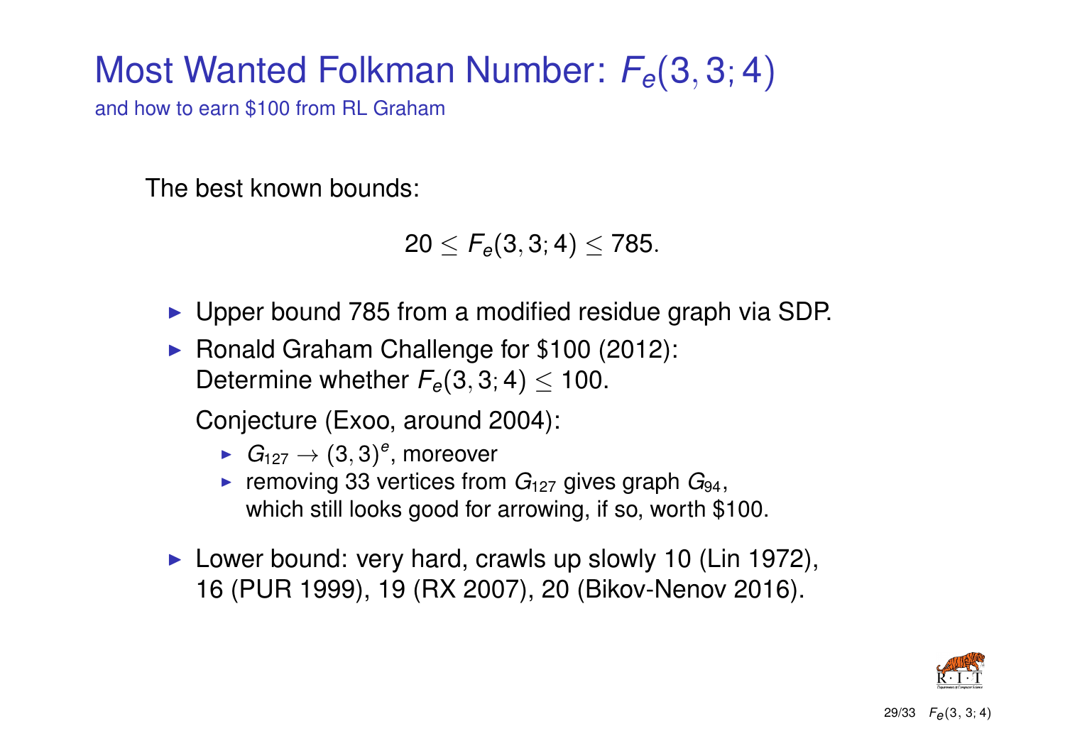# Most Wanted Folkman Number: $F_e(3, 3; 4)$

and how to earn \$100 from RL Graham

The best known bounds:

$$20 \leq F_e(3, 3; 4) \leq 785.$$

- Upper bound 785 from a modified residue graph via SDP.
- Ronald Graham Challenge for \$100 (2012):
  Determine whether $F_e(3, 3; 4) \leq 100$.

  Conjecture (Exoo, around 2004):
  - $G_{127} \rightarrow (3, 3)^e$, moreover
  - removing 33 vertices from $G_{127}$ gives graph $G_{94}$, which still looks good for arrowing, if so, worth \$100.
- Lower bound: very hard, crawls up slowly 10 (Lin 1972), 16 (PUR 1999), 19 (RX 2007), 20 (Bikov-Nenov 2016).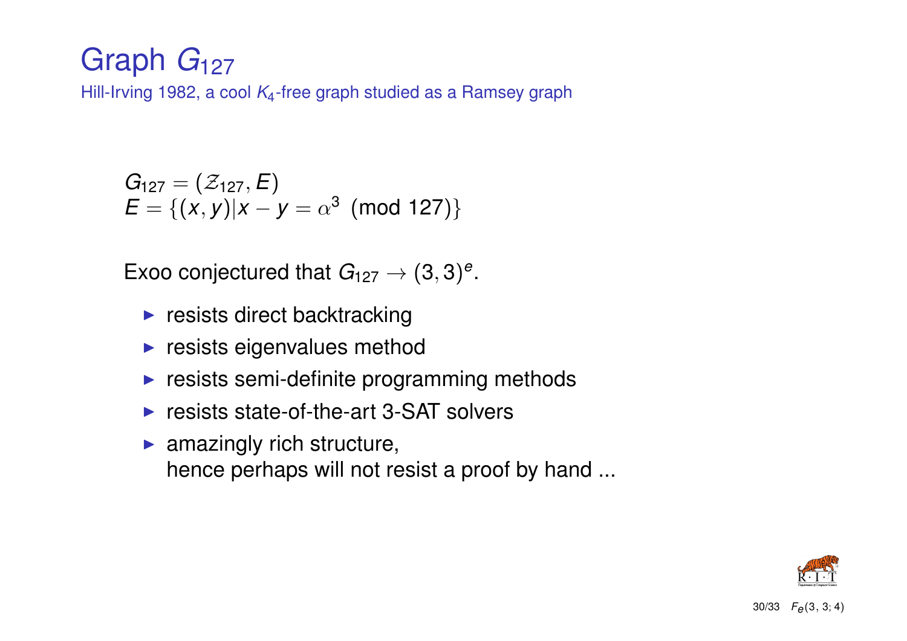# Graph $G_{127}$

Hill-Irving 1982, a cool $K_4$-free graph studied as a Ramsey graph

$$G_{127} = (\mathcal{Z}_{127}, E)$$
$$E = \{(x, y) | x - y = \alpha^3 \pmod{127}\}$$

Exoo conjectured that $G_{127} \rightarrow (3, 3)^e$.

- resists direct backtracking
- resists eigenvalues method
- resists semi-definite programming methods
- resists state-of-the-art 3-SAT solvers
- amazingly rich structure, hence perhaps will not resist a proof by hand ...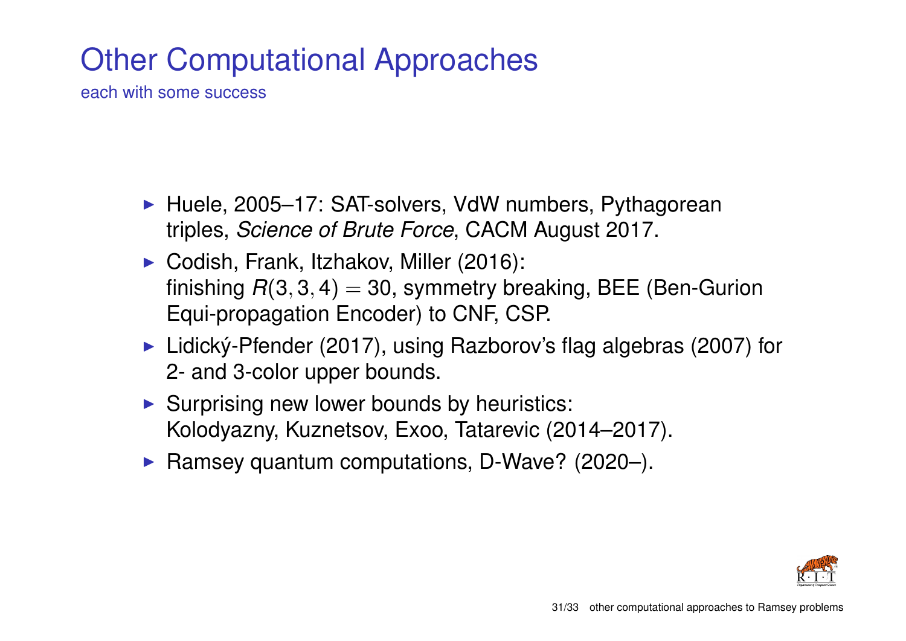# Other Computational Approaches

each with some success

- Huele, 2005–17: SAT-solvers, VdW numbers, Pythagorean triples, *Science of Brute Force*, CACM August 2017.
- Codish, Frank, Itzhakov, Miller (2016): finishing $R(3,3,4) = 30$, symmetry breaking, BEE (Ben-Gurion Equi-propagation Encoder) to CNF, CSP.
- Lidický-Pfender (2017), using Razborov's flag algebras (2007) for 2- and 3-color upper bounds.
- Surprising new lower bounds by heuristics: Kolodyazny, Kuznetsov, Exoo, Tatarevic (2014–2017).
- Ramsey quantum computations, D-Wave? (2020–).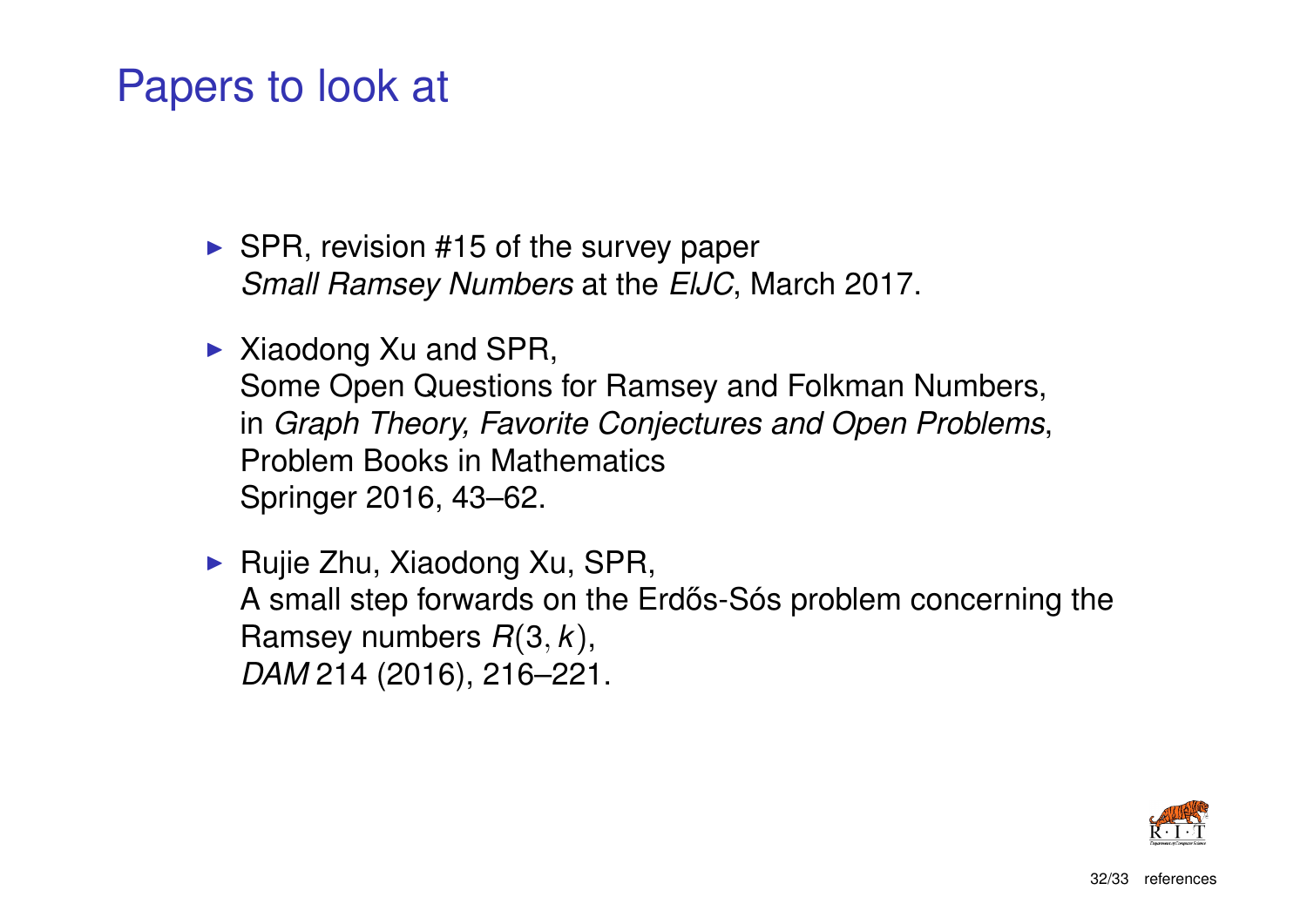# Papers to look at

- SPR, revision #15 of the survey paper
  *Small Ramsey Numbers* at the *EIJC*, March 2017.

- Xiaodong Xu and SPR,
  Some Open Questions for Ramsey and Folkman Numbers,
  in *Graph Theory, Favorite Conjectures and Open Problems*,
  Problem Books in Mathematics
  Springer 2016, 43–62.

- Rujie Zhu, Xiaodong Xu, SPR,
  A small step forwards on the Erdős-Sós problem concerning the Ramsey numbers $R(3, k)$,
  *DAM* 214 (2016), 216–221.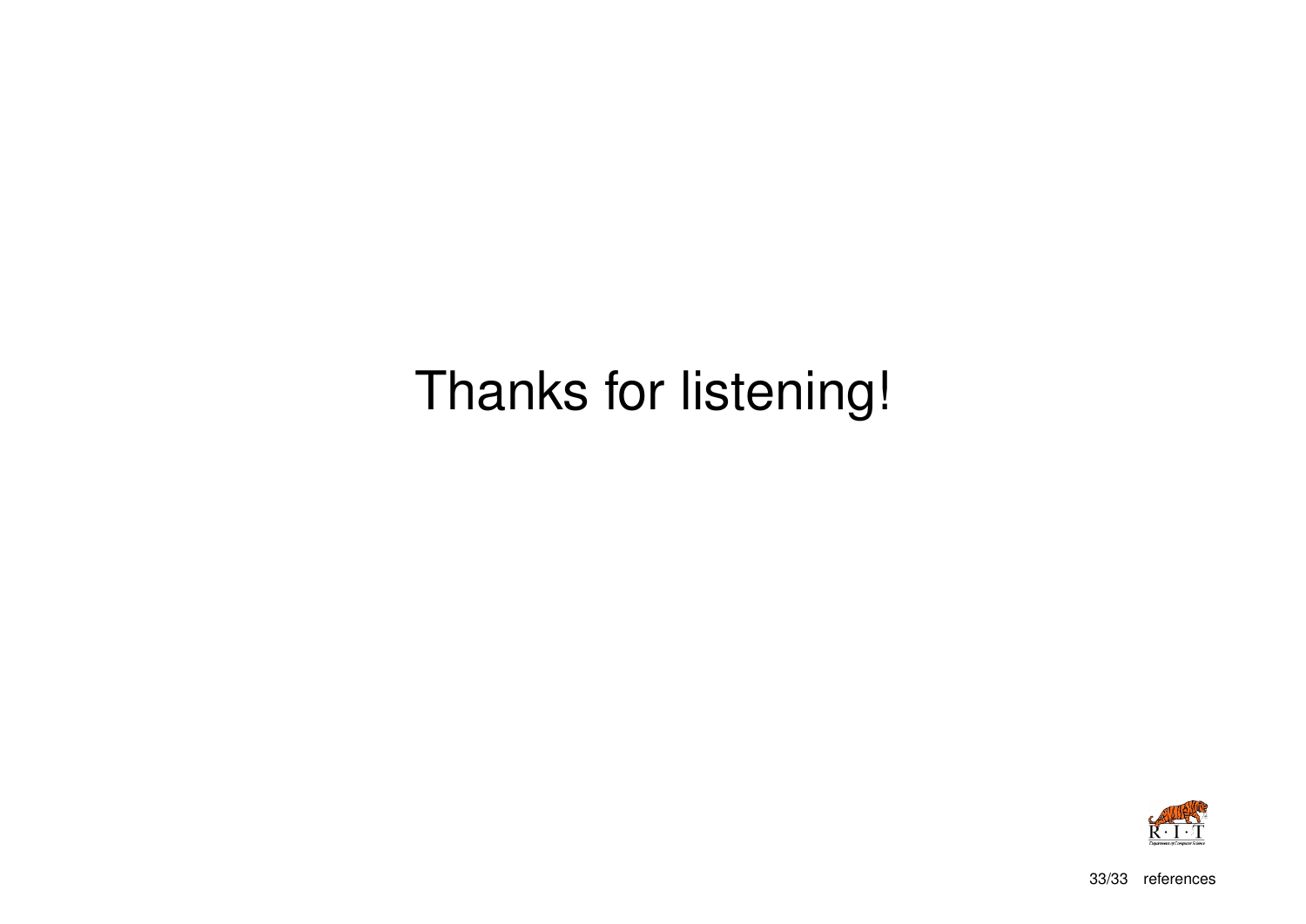Thanks for listening!